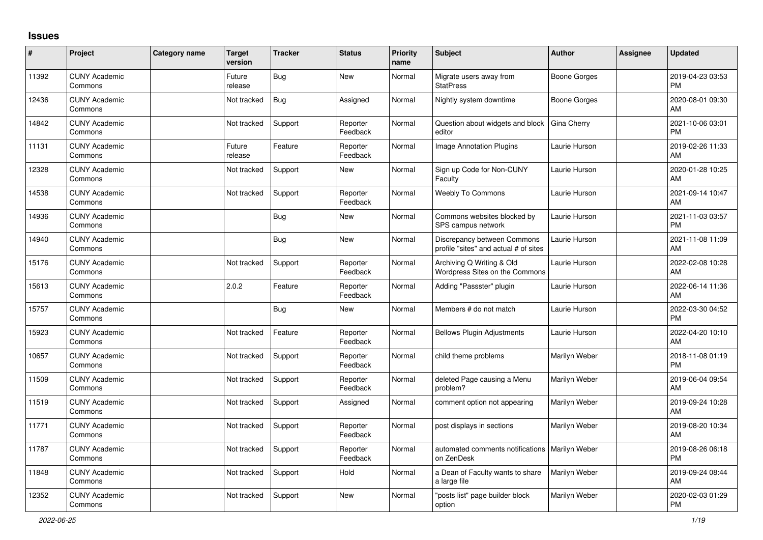## Issues

| # | Project | Category name | Target version | Tracker | Status | Priority name | Subject | Author | Assignee | Updated |
|---|---|---|---|---|---|---|---|---|---|---|
| 11392 | CUNY Academic Commons | | Future release | Bug | New | Normal | Migrate users away from StatPress | Boone Gorges | | 2019-04-23 03:53 PM |
| 12436 | CUNY Academic Commons | | Not tracked | Bug | Assigned | Normal | Nightly system downtime | Boone Gorges | | 2020-08-01 09:30 AM |
| 14842 | CUNY Academic Commons | | Not tracked | Support | Reporter Feedback | Normal | Question about widgets and block editor | Gina Cherry | | 2021-10-06 03:01 PM |
| 11131 | CUNY Academic Commons | | Future release | Feature | Reporter Feedback | Normal | Image Annotation Plugins | Laurie Hurson | | 2019-02-26 11:33 AM |
| 12328 | CUNY Academic Commons | | Not tracked | Support | New | Normal | Sign up Code for Non-CUNY Faculty | Laurie Hurson | | 2020-01-28 10:25 AM |
| 14538 | CUNY Academic Commons | | Not tracked | Support | Reporter Feedback | Normal | Weebly To Commons | Laurie Hurson | | 2021-09-14 10:47 AM |
| 14936 | CUNY Academic Commons | | | Bug | New | Normal | Commons websites blocked by SPS campus network | Laurie Hurson | | 2021-11-03 03:57 PM |
| 14940 | CUNY Academic Commons | | | Bug | New | Normal | Discrepancy between Commons profile "sites" and actual # of sites | Laurie Hurson | | 2021-11-08 11:09 AM |
| 15176 | CUNY Academic Commons | | Not tracked | Support | Reporter Feedback | Normal | Archiving Q Writing & Old Wordpress Sites on the Commons | Laurie Hurson | | 2022-02-08 10:28 AM |
| 15613 | CUNY Academic Commons | | 2.0.2 | Feature | Reporter Feedback | Normal | Adding "Passster" plugin | Laurie Hurson | | 2022-06-14 11:36 AM |
| 15757 | CUNY Academic Commons | | | Bug | New | Normal | Members # do not match | Laurie Hurson | | 2022-03-30 04:52 PM |
| 15923 | CUNY Academic Commons | | Not tracked | Feature | Reporter Feedback | Normal | Bellows Plugin Adjustments | Laurie Hurson | | 2022-04-20 10:10 AM |
| 10657 | CUNY Academic Commons | | Not tracked | Support | Reporter Feedback | Normal | child theme problems | Marilyn Weber | | 2018-11-08 01:19 PM |
| 11509 | CUNY Academic Commons | | Not tracked | Support | Reporter Feedback | Normal | deleted Page causing a Menu problem? | Marilyn Weber | | 2019-06-04 09:54 AM |
| 11519 | CUNY Academic Commons | | Not tracked | Support | Assigned | Normal | comment option not appearing | Marilyn Weber | | 2019-09-24 10:28 AM |
| 11771 | CUNY Academic Commons | | Not tracked | Support | Reporter Feedback | Normal | post displays in sections | Marilyn Weber | | 2019-08-20 10:34 AM |
| 11787 | CUNY Academic Commons | | Not tracked | Support | Reporter Feedback | Normal | automated comments notifications on ZenDesk | Marilyn Weber | | 2019-08-26 06:18 PM |
| 11848 | CUNY Academic Commons | | Not tracked | Support | Hold | Normal | a Dean of Faculty wants to share a large file | Marilyn Weber | | 2019-09-24 08:44 AM |
| 12352 | CUNY Academic Commons | | Not tracked | Support | New | Normal | "posts list" page builder block option | Marilyn Weber | | 2020-02-03 01:29 PM |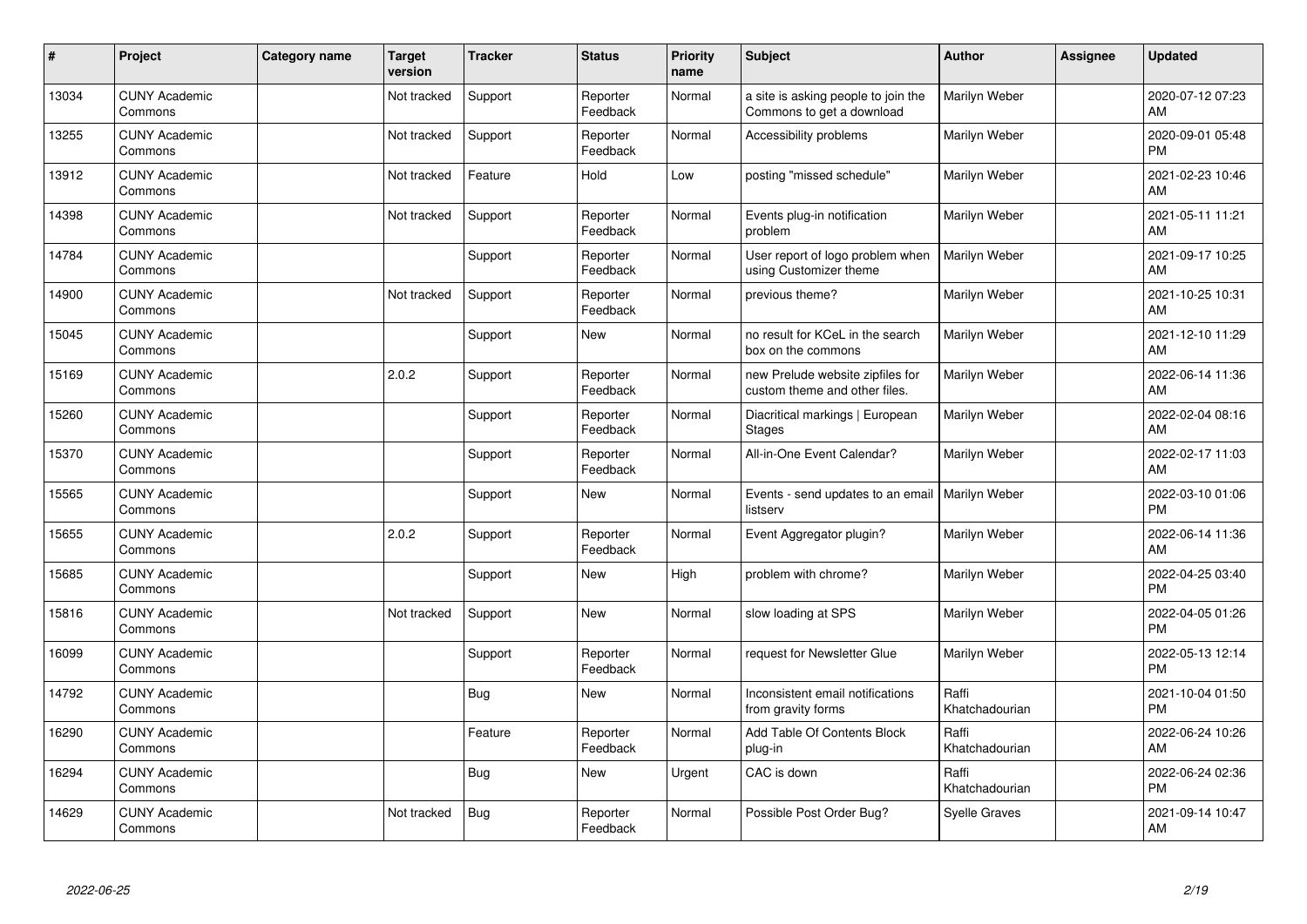| # | Project | Category name | Target version | Tracker | Status | Priority name | Subject | Author | Assignee | Updated |
|---|---|---|---|---|---|---|---|---|---|---|
| 13034 | CUNY Academic Commons | | Not tracked | Support | Reporter Feedback | Normal | a site is asking people to join the Commons to get a download | Marilyn Weber | | 2020-07-12 07:23 AM |
| 13255 | CUNY Academic Commons | | Not tracked | Support | Reporter Feedback | Normal | Accessibility problems | Marilyn Weber | | 2020-09-01 05:48 PM |
| 13912 | CUNY Academic Commons | | Not tracked | Feature | Hold | Low | posting "missed schedule" | Marilyn Weber | | 2021-02-23 10:46 AM |
| 14398 | CUNY Academic Commons | | Not tracked | Support | Reporter Feedback | Normal | Events plug-in notification problem | Marilyn Weber | | 2021-05-11 11:21 AM |
| 14784 | CUNY Academic Commons | | | Support | Reporter Feedback | Normal | User report of logo problem when using Customizer theme | Marilyn Weber | | 2021-09-17 10:25 AM |
| 14900 | CUNY Academic Commons | | Not tracked | Support | Reporter Feedback | Normal | previous theme? | Marilyn Weber | | 2021-10-25 10:31 AM |
| 15045 | CUNY Academic Commons | | | Support | New | Normal | no result for KCeL in the search box on the commons | Marilyn Weber | | 2021-12-10 11:29 AM |
| 15169 | CUNY Academic Commons | | 2.0.2 | Support | Reporter Feedback | Normal | new Prelude website zipfiles for custom theme and other files. | Marilyn Weber | | 2022-06-14 11:36 AM |
| 15260 | CUNY Academic Commons | | | Support | Reporter Feedback | Normal | Diacritical markings \| European Stages | Marilyn Weber | | 2022-02-04 08:16 AM |
| 15370 | CUNY Academic Commons | | | Support | Reporter Feedback | Normal | All-in-One Event Calendar? | Marilyn Weber | | 2022-02-17 11:03 AM |
| 15565 | CUNY Academic Commons | | | Support | New | Normal | Events - send updates to an email listserv | Marilyn Weber | | 2022-03-10 01:06 PM |
| 15655 | CUNY Academic Commons | | 2.0.2 | Support | Reporter Feedback | Normal | Event Aggregator plugin? | Marilyn Weber | | 2022-06-14 11:36 AM |
| 15685 | CUNY Academic Commons | | | Support | New | High | problem with chrome? | Marilyn Weber | | 2022-04-25 03:40 PM |
| 15816 | CUNY Academic Commons | | Not tracked | Support | New | Normal | slow loading at SPS | Marilyn Weber | | 2022-04-05 01:26 PM |
| 16099 | CUNY Academic Commons | | | Support | Reporter Feedback | Normal | request for Newsletter Glue | Marilyn Weber | | 2022-05-13 12:14 PM |
| 14792 | CUNY Academic Commons | | | Bug | New | Normal | Inconsistent email notifications from gravity forms | Raffi Khatchadourian | | 2021-10-04 01:50 PM |
| 16290 | CUNY Academic Commons | | | Feature | Reporter Feedback | Normal | Add Table Of Contents Block plug-in | Raffi Khatchadourian | | 2022-06-24 10:26 AM |
| 16294 | CUNY Academic Commons | | | Bug | New | Urgent | CAC is down | Raffi Khatchadourian | | 2022-06-24 02:36 PM |
| 14629 | CUNY Academic Commons | | Not tracked | Bug | Reporter Feedback | Normal | Possible Post Order Bug? | Syelle Graves | | 2021-09-14 10:47 AM |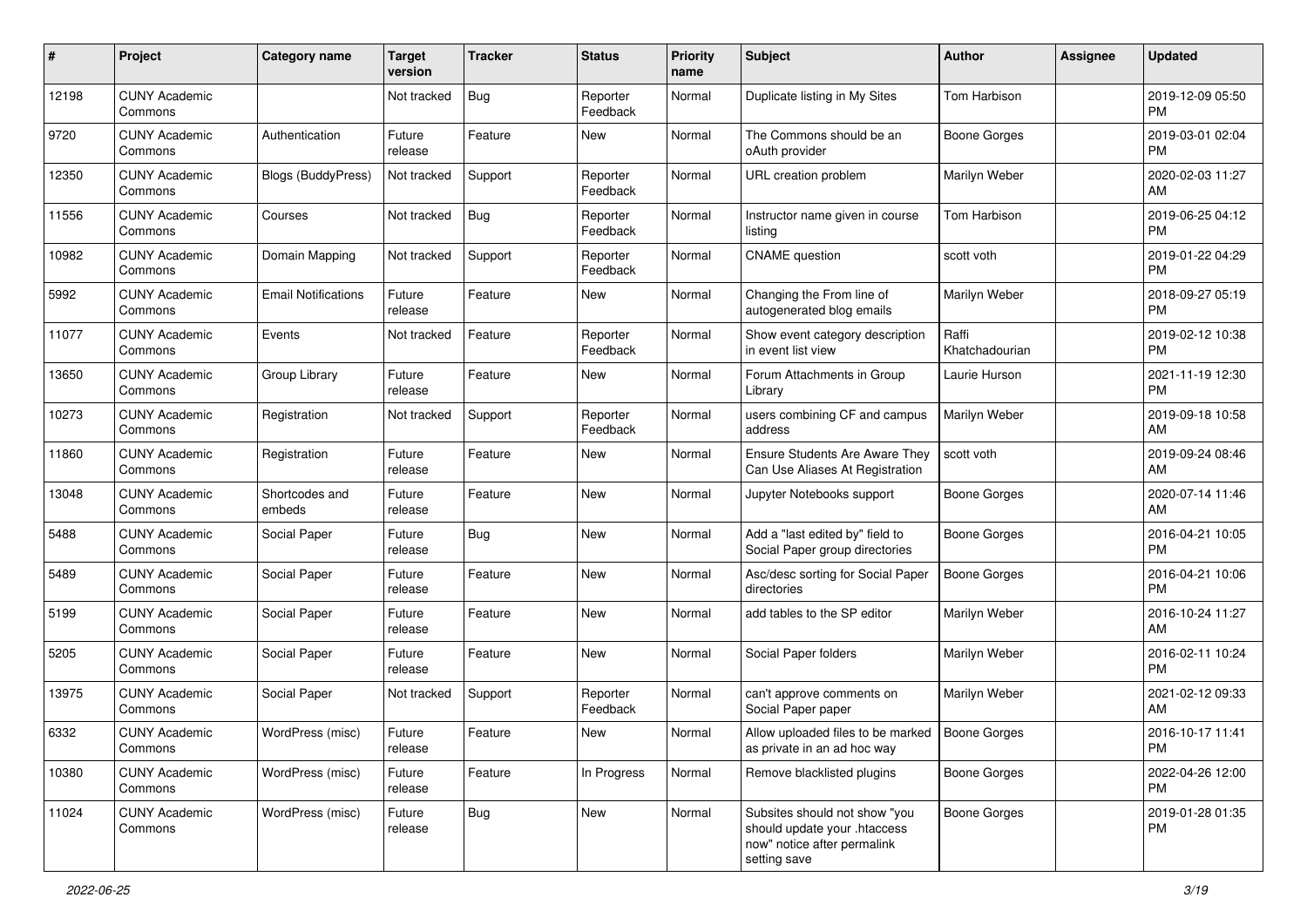| # | Project | Category name | Target version | Tracker | Status | Priority name | Subject | Author | Assignee | Updated |
|---|---|---|---|---|---|---|---|---|---|---|
| 12198 | CUNY Academic Commons | | Not tracked | Bug | Reporter Feedback | Normal | Duplicate listing in My Sites | Tom Harbison | | 2019-12-09 05:50 PM |
| 9720 | CUNY Academic Commons | Authentication | Future release | Feature | New | Normal | The Commons should be an oAuth provider | Boone Gorges | | 2019-03-01 02:04 PM |
| 12350 | CUNY Academic Commons | Blogs (BuddyPress) | Not tracked | Support | Reporter Feedback | Normal | URL creation problem | Marilyn Weber | | 2020-02-03 11:27 AM |
| 11556 | CUNY Academic Commons | Courses | Not tracked | Bug | Reporter Feedback | Normal | Instructor name given in course listing | Tom Harbison | | 2019-06-25 04:12 PM |
| 10982 | CUNY Academic Commons | Domain Mapping | Not tracked | Support | Reporter Feedback | Normal | CNAME question | scott voth | | 2019-01-22 04:29 PM |
| 5992 | CUNY Academic Commons | Email Notifications | Future release | Feature | New | Normal | Changing the From line of autogenerated blog emails | Marilyn Weber | | 2018-09-27 05:19 PM |
| 11077 | CUNY Academic Commons | Events | Not tracked | Feature | Reporter Feedback | Normal | Show event category description in event list view | Raffi Khatchadourian | | 2019-02-12 10:38 PM |
| 13650 | CUNY Academic Commons | Group Library | Future release | Feature | New | Normal | Forum Attachments in Group Library | Laurie Hurson | | 2021-11-19 12:30 PM |
| 10273 | CUNY Academic Commons | Registration | Not tracked | Support | Reporter Feedback | Normal | users combining CF and campus address | Marilyn Weber | | 2019-09-18 10:58 AM |
| 11860 | CUNY Academic Commons | Registration | Future release | Feature | New | Normal | Ensure Students Are Aware They Can Use Aliases At Registration | scott voth | | 2019-09-24 08:46 AM |
| 13048 | CUNY Academic Commons | Shortcodes and embeds | Future release | Feature | New | Normal | Jupyter Notebooks support | Boone Gorges | | 2020-07-14 11:46 AM |
| 5488 | CUNY Academic Commons | Social Paper | Future release | Bug | New | Normal | Add a "last edited by" field to Social Paper group directories | Boone Gorges | | 2016-04-21 10:05 PM |
| 5489 | CUNY Academic Commons | Social Paper | Future release | Feature | New | Normal | Asc/desc sorting for Social Paper directories | Boone Gorges | | 2016-04-21 10:06 PM |
| 5199 | CUNY Academic Commons | Social Paper | Future release | Feature | New | Normal | add tables to the SP editor | Marilyn Weber | | 2016-10-24 11:27 AM |
| 5205 | CUNY Academic Commons | Social Paper | Future release | Feature | New | Normal | Social Paper folders | Marilyn Weber | | 2016-02-11 10:24 PM |
| 13975 | CUNY Academic Commons | Social Paper | Not tracked | Support | Reporter Feedback | Normal | can't approve comments on Social Paper paper | Marilyn Weber | | 2021-02-12 09:33 AM |
| 6332 | CUNY Academic Commons | WordPress (misc) | Future release | Feature | New | Normal | Allow uploaded files to be marked as private in an ad hoc way | Boone Gorges | | 2016-10-17 11:41 PM |
| 10380 | CUNY Academic Commons | WordPress (misc) | Future release | Feature | In Progress | Normal | Remove blacklisted plugins | Boone Gorges | | 2022-04-26 12:00 PM |
| 11024 | CUNY Academic Commons | WordPress (misc) | Future release | Bug | New | Normal | Subsites should not show "you should update your .htaccess now" notice after permalink setting save | Boone Gorges | | 2019-01-28 01:35 PM |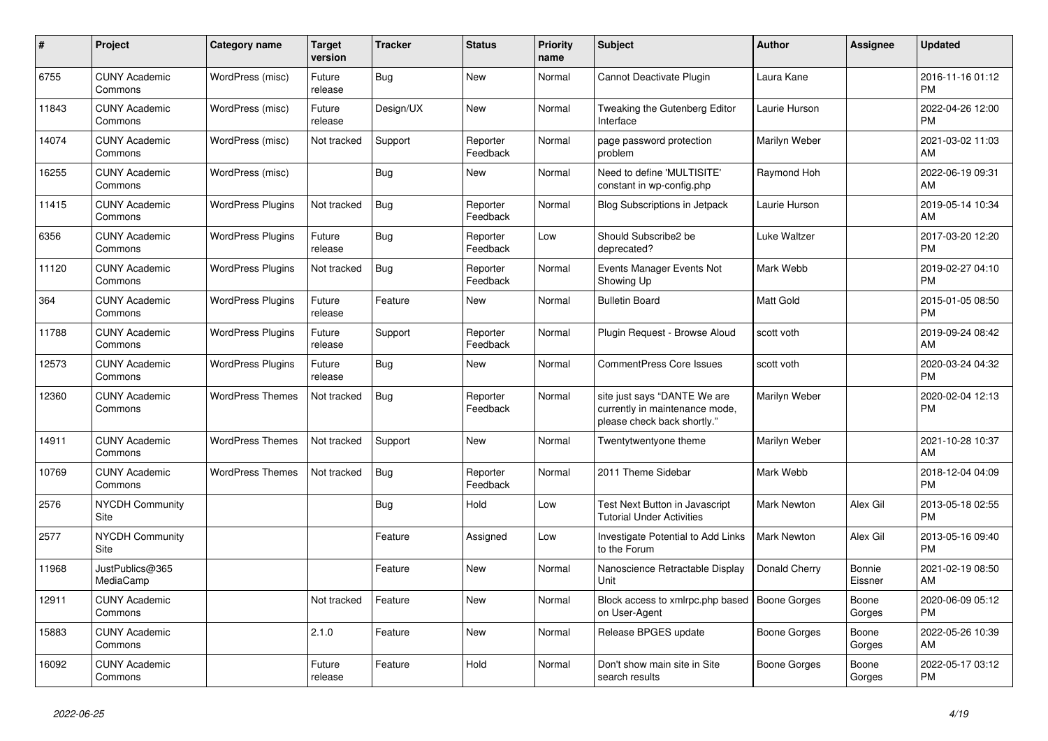| # | Project | Category name | Target version | Tracker | Status | Priority name | Subject | Author | Assignee | Updated |
|---|---|---|---|---|---|---|---|---|---|---|
| 6755 | CUNY Academic Commons | WordPress (misc) | Future release | Bug | New | Normal | Cannot Deactivate Plugin | Laura Kane | | 2016-11-16 01:12 PM |
| 11843 | CUNY Academic Commons | WordPress (misc) | Future release | Design/UX | New | Normal | Tweaking the Gutenberg Editor Interface | Laurie Hurson | | 2022-04-26 12:00 PM |
| 14074 | CUNY Academic Commons | WordPress (misc) | Not tracked | Support | Reporter Feedback | Normal | page password protection problem | Marilyn Weber | | 2021-03-02 11:03 AM |
| 16255 | CUNY Academic Commons | WordPress (misc) | | Bug | New | Normal | Need to define 'MULTISITE' constant in wp-config.php | Raymond Hoh | | 2022-06-19 09:31 AM |
| 11415 | CUNY Academic Commons | WordPress Plugins | Not tracked | Bug | Reporter Feedback | Normal | Blog Subscriptions in Jetpack | Laurie Hurson | | 2019-05-14 10:34 AM |
| 6356 | CUNY Academic Commons | WordPress Plugins | Future release | Bug | Reporter Feedback | Low | Should Subscribe2 be deprecated? | Luke Waltzer | | 2017-03-20 12:20 PM |
| 11120 | CUNY Academic Commons | WordPress Plugins | Not tracked | Bug | Reporter Feedback | Normal | Events Manager Events Not Showing Up | Mark Webb | | 2019-02-27 04:10 PM |
| 364 | CUNY Academic Commons | WordPress Plugins | Future release | Feature | New | Normal | Bulletin Board | Matt Gold | | 2015-01-05 08:50 PM |
| 11788 | CUNY Academic Commons | WordPress Plugins | Future release | Support | Reporter Feedback | Normal | Plugin Request - Browse Aloud | scott voth | | 2019-09-24 08:42 AM |
| 12573 | CUNY Academic Commons | WordPress Plugins | Future release | Bug | New | Normal | CommentPress Core Issues | scott voth | | 2020-03-24 04:32 PM |
| 12360 | CUNY Academic Commons | WordPress Themes | Not tracked | Bug | Reporter Feedback | Normal | site just says "DANTE We are currently in maintenance mode, please check back shortly." | Marilyn Weber | | 2020-02-04 12:13 PM |
| 14911 | CUNY Academic Commons | WordPress Themes | Not tracked | Support | New | Normal | Twentytwentyone theme | Marilyn Weber | | 2021-10-28 10:37 AM |
| 10769 | CUNY Academic Commons | WordPress Themes | Not tracked | Bug | Reporter Feedback | Normal | 2011 Theme Sidebar | Mark Webb | | 2018-12-04 04:09 PM |
| 2576 | NYCDH Community Site | | | Bug | Hold | Low | Test Next Button in Javascript Tutorial Under Activities | Mark Newton | Alex Gil | 2013-05-18 02:55 PM |
| 2577 | NYCDH Community Site | | | Feature | Assigned | Low | Investigate Potential to Add Links to the Forum | Mark Newton | Alex Gil | 2013-05-16 09:40 PM |
| 11968 | JustPublics@365 MediaCamp | | | Feature | New | Normal | Nanoscience Retractable Display Unit | Donald Cherry | Bonnie Eissner | 2021-02-19 08:50 AM |
| 12911 | CUNY Academic Commons | | Not tracked | Feature | New | Normal | Block access to xmlrpc.php based on User-Agent | Boone Gorges | Boone Gorges | 2020-06-09 05:12 PM |
| 15883 | CUNY Academic Commons | | 2.1.0 | Feature | New | Normal | Release BPGES update | Boone Gorges | Boone Gorges | 2022-05-26 10:39 AM |
| 16092 | CUNY Academic Commons | | Future release | Feature | Hold | Normal | Don't show main site in Site search results | Boone Gorges | Boone Gorges | 2022-05-17 03:12 PM |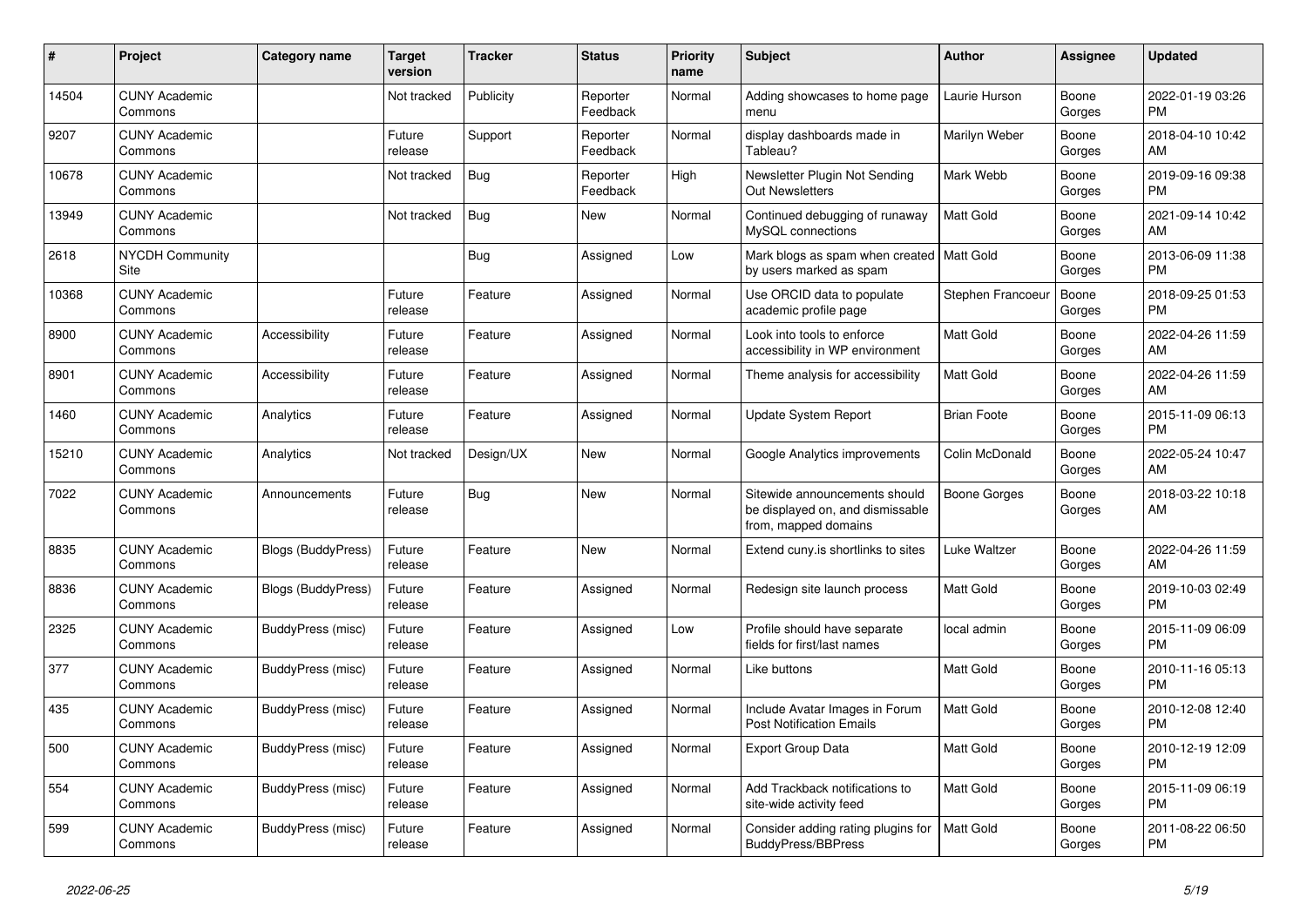| # | Project | Category name | Target version | Tracker | Status | Priority name | Subject | Author | Assignee | Updated |
|---|---|---|---|---|---|---|---|---|---|---|
| 14504 | CUNY Academic Commons | | Not tracked | Publicity | Reporter Feedback | Normal | Adding showcases to home page menu | Laurie Hurson | Boone Gorges | 2022-01-19 03:26 PM |
| 9207 | CUNY Academic Commons | | Future release | Support | Reporter Feedback | Normal | display dashboards made in Tableau? | Marilyn Weber | Boone Gorges | 2018-04-10 10:42 AM |
| 10678 | CUNY Academic Commons | | Not tracked | Bug | Reporter Feedback | High | Newsletter Plugin Not Sending Out Newsletters | Mark Webb | Boone Gorges | 2019-09-16 09:38 PM |
| 13949 | CUNY Academic Commons | | Not tracked | Bug | New | Normal | Continued debugging of runaway MySQL connections | Matt Gold | Boone Gorges | 2021-09-14 10:42 AM |
| 2618 | NYCDH Community Site | | | Bug | Assigned | Low | Mark blogs as spam when created by users marked as spam | Matt Gold | Boone Gorges | 2013-06-09 11:38 PM |
| 10368 | CUNY Academic Commons | | Future release | Feature | Assigned | Normal | Use ORCID data to populate academic profile page | Stephen Francoeur | Boone Gorges | 2018-09-25 01:53 PM |
| 8900 | CUNY Academic Commons | Accessibility | Future release | Feature | Assigned | Normal | Look into tools to enforce accessibility in WP environment | Matt Gold | Boone Gorges | 2022-04-26 11:59 AM |
| 8901 | CUNY Academic Commons | Accessibility | Future release | Feature | Assigned | Normal | Theme analysis for accessibility | Matt Gold | Boone Gorges | 2022-04-26 11:59 AM |
| 1460 | CUNY Academic Commons | Analytics | Future release | Feature | Assigned | Normal | Update System Report | Brian Foote | Boone Gorges | 2015-11-09 06:13 PM |
| 15210 | CUNY Academic Commons | Analytics | Not tracked | Design/UX | New | Normal | Google Analytics improvements | Colin McDonald | Boone Gorges | 2022-05-24 10:47 AM |
| 7022 | CUNY Academic Commons | Announcements | Future release | Bug | New | Normal | Sitewide announcements should be displayed on, and dismissable from, mapped domains | Boone Gorges | Boone Gorges | 2018-03-22 10:18 AM |
| 8835 | CUNY Academic Commons | Blogs (BuddyPress) | Future release | Feature | New | Normal | Extend cuny.is shortlinks to sites | Luke Waltzer | Boone Gorges | 2022-04-26 11:59 AM |
| 8836 | CUNY Academic Commons | Blogs (BuddyPress) | Future release | Feature | Assigned | Normal | Redesign site launch process | Matt Gold | Boone Gorges | 2019-10-03 02:49 PM |
| 2325 | CUNY Academic Commons | BuddyPress (misc) | Future release | Feature | Assigned | Low | Profile should have separate fields for first/last names | local admin | Boone Gorges | 2015-11-09 06:09 PM |
| 377 | CUNY Academic Commons | BuddyPress (misc) | Future release | Feature | Assigned | Normal | Like buttons | Matt Gold | Boone Gorges | 2010-11-16 05:13 PM |
| 435 | CUNY Academic Commons | BuddyPress (misc) | Future release | Feature | Assigned | Normal | Include Avatar Images in Forum Post Notification Emails | Matt Gold | Boone Gorges | 2010-12-08 12:40 PM |
| 500 | CUNY Academic Commons | BuddyPress (misc) | Future release | Feature | Assigned | Normal | Export Group Data | Matt Gold | Boone Gorges | 2010-12-19 12:09 PM |
| 554 | CUNY Academic Commons | BuddyPress (misc) | Future release | Feature | Assigned | Normal | Add Trackback notifications to site-wide activity feed | Matt Gold | Boone Gorges | 2015-11-09 06:19 PM |
| 599 | CUNY Academic Commons | BuddyPress (misc) | Future release | Feature | Assigned | Normal | Consider adding rating plugins for BuddyPress/BBPress | Matt Gold | Boone Gorges | 2011-08-22 06:50 PM |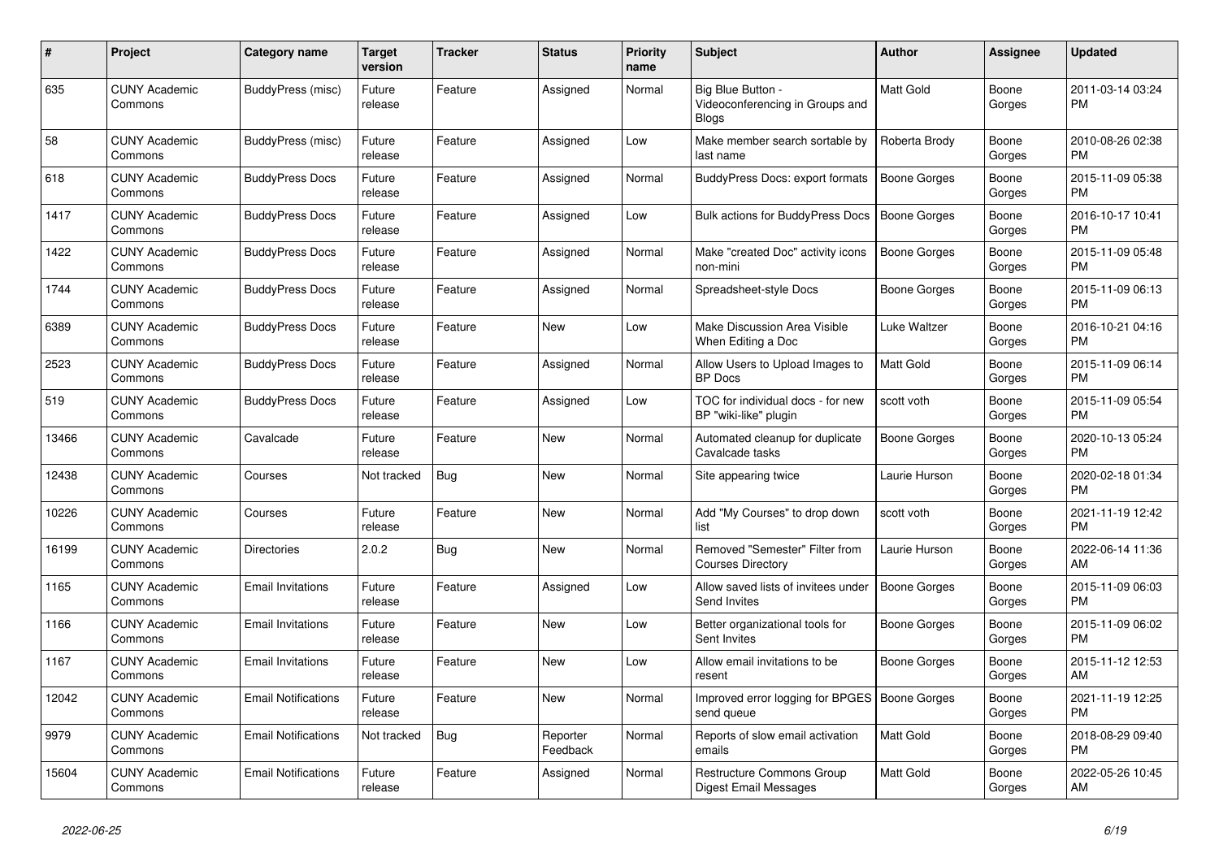| # | Project | Category name | Target version | Tracker | Status | Priority name | Subject | Author | Assignee | Updated |
|---|---|---|---|---|---|---|---|---|---|---|
| 635 | CUNY Academic Commons | BuddyPress (misc) | Future release | Feature | Assigned | Normal | Big Blue Button - Videoconferencing in Groups and Blogs | Matt Gold | Boone Gorges | 2011-03-14 03:24 PM |
| 58 | CUNY Academic Commons | BuddyPress (misc) | Future release | Feature | Assigned | Low | Make member search sortable by last name | Roberta Brody | Boone Gorges | 2010-08-26 02:38 PM |
| 618 | CUNY Academic Commons | BuddyPress Docs | Future release | Feature | Assigned | Normal | BuddyPress Docs: export formats | Boone Gorges | Boone Gorges | 2015-11-09 05:38 PM |
| 1417 | CUNY Academic Commons | BuddyPress Docs | Future release | Feature | Assigned | Low | Bulk actions for BuddyPress Docs | Boone Gorges | Boone Gorges | 2016-10-17 10:41 PM |
| 1422 | CUNY Academic Commons | BuddyPress Docs | Future release | Feature | Assigned | Normal | Make "created Doc" activity icons non-mini | Boone Gorges | Boone Gorges | 2015-11-09 05:48 PM |
| 1744 | CUNY Academic Commons | BuddyPress Docs | Future release | Feature | Assigned | Normal | Spreadsheet-style Docs | Boone Gorges | Boone Gorges | 2015-11-09 06:13 PM |
| 6389 | CUNY Academic Commons | BuddyPress Docs | Future release | Feature | New | Low | Make Discussion Area Visible When Editing a Doc | Luke Waltzer | Boone Gorges | 2016-10-21 04:16 PM |
| 2523 | CUNY Academic Commons | BuddyPress Docs | Future release | Feature | Assigned | Normal | Allow Users to Upload Images to BP Docs | Matt Gold | Boone Gorges | 2015-11-09 06:14 PM |
| 519 | CUNY Academic Commons | BuddyPress Docs | Future release | Feature | Assigned | Low | TOC for individual docs - for new BP "wiki-like" plugin | scott voth | Boone Gorges | 2015-11-09 05:54 PM |
| 13466 | CUNY Academic Commons | Cavalcade | Future release | Feature | New | Normal | Automated cleanup for duplicate Cavalcade tasks | Boone Gorges | Boone Gorges | 2020-10-13 05:24 PM |
| 12438 | CUNY Academic Commons | Courses | Not tracked | Bug | New | Normal | Site appearing twice | Laurie Hurson | Boone Gorges | 2020-02-18 01:34 PM |
| 10226 | CUNY Academic Commons | Courses | Future release | Feature | New | Normal | Add "My Courses" to drop down list | scott voth | Boone Gorges | 2021-11-19 12:42 PM |
| 16199 | CUNY Academic Commons | Directories | 2.0.2 | Bug | New | Normal | Removed "Semester" Filter from Courses Directory | Laurie Hurson | Boone Gorges | 2022-06-14 11:36 AM |
| 1165 | CUNY Academic Commons | Email Invitations | Future release | Feature | Assigned | Low | Allow saved lists of invitees under Send Invites | Boone Gorges | Boone Gorges | 2015-11-09 06:03 PM |
| 1166 | CUNY Academic Commons | Email Invitations | Future release | Feature | New | Low | Better organizational tools for Sent Invites | Boone Gorges | Boone Gorges | 2015-11-09 06:02 PM |
| 1167 | CUNY Academic Commons | Email Invitations | Future release | Feature | New | Low | Allow email invitations to be resent | Boone Gorges | Boone Gorges | 2015-11-12 12:53 AM |
| 12042 | CUNY Academic Commons | Email Notifications | Future release | Feature | New | Normal | Improved error logging for BPGES send queue | Boone Gorges | Boone Gorges | 2021-11-19 12:25 PM |
| 9979 | CUNY Academic Commons | Email Notifications | Not tracked | Bug | Reporter Feedback | Normal | Reports of slow email activation emails | Matt Gold | Boone Gorges | 2018-08-29 09:40 PM |
| 15604 | CUNY Academic Commons | Email Notifications | Future release | Feature | Assigned | Normal | Restructure Commons Group Digest Email Messages | Matt Gold | Boone Gorges | 2022-05-26 10:45 AM |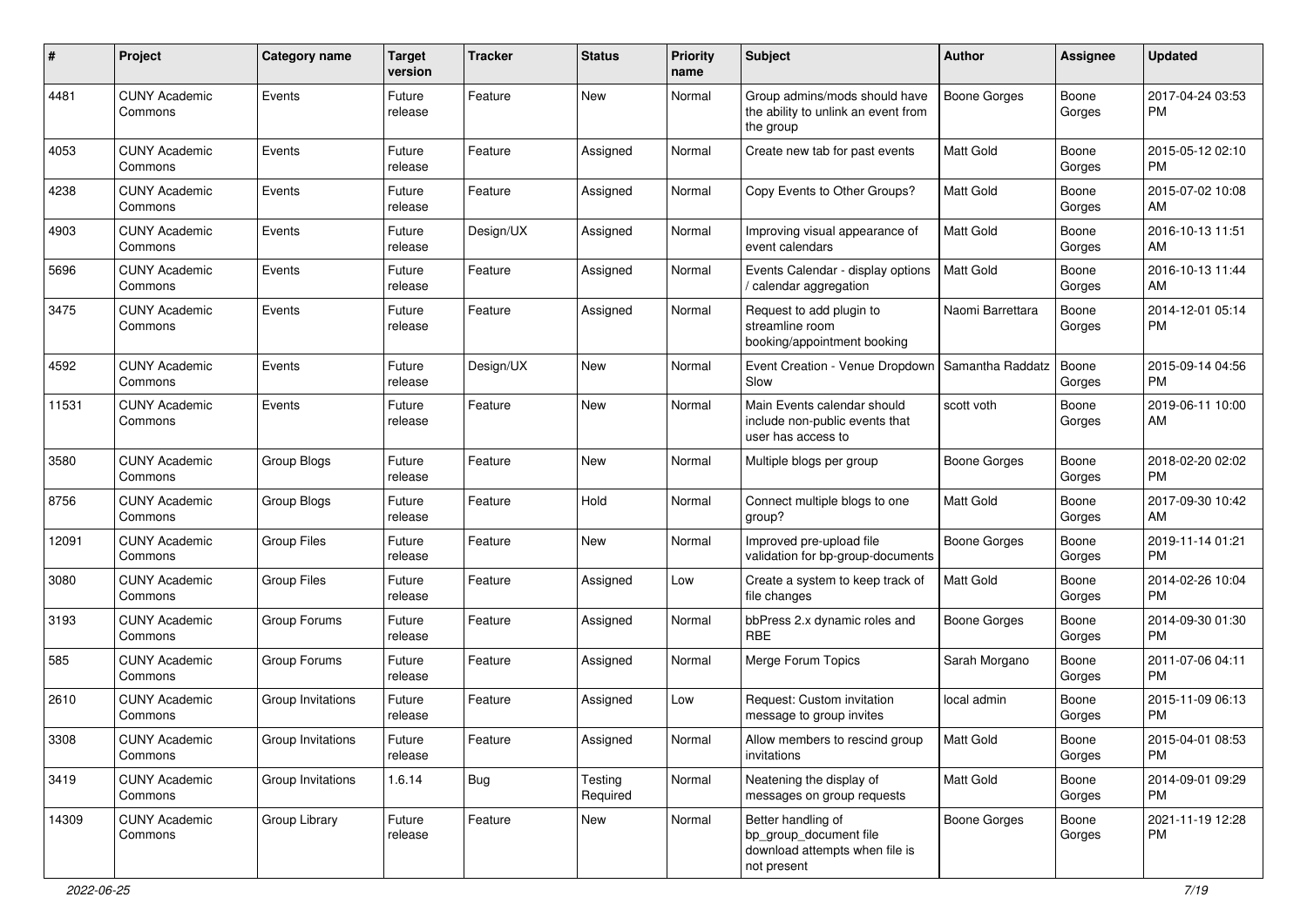| # | Project | Category name | Target version | Tracker | Status | Priority name | Subject | Author | Assignee | Updated |
|---|---|---|---|---|---|---|---|---|---|---|
| 4481 | CUNY Academic Commons | Events | Future release | Feature | New | Normal | Group admins/mods should have the ability to unlink an event from the group | Boone Gorges | Boone Gorges | 2017-04-24 03:53 PM |
| 4053 | CUNY Academic Commons | Events | Future release | Feature | Assigned | Normal | Create new tab for past events | Matt Gold | Boone Gorges | 2015-05-12 02:10 PM |
| 4238 | CUNY Academic Commons | Events | Future release | Feature | Assigned | Normal | Copy Events to Other Groups? | Matt Gold | Boone Gorges | 2015-07-02 10:08 AM |
| 4903 | CUNY Academic Commons | Events | Future release | Design/UX | Assigned | Normal | Improving visual appearance of event calendars | Matt Gold | Boone Gorges | 2016-10-13 11:51 AM |
| 5696 | CUNY Academic Commons | Events | Future release | Feature | Assigned | Normal | Events Calendar - display options / calendar aggregation | Matt Gold | Boone Gorges | 2016-10-13 11:44 AM |
| 3475 | CUNY Academic Commons | Events | Future release | Feature | Assigned | Normal | Request to add plugin to streamline room booking/appointment booking | Naomi Barrettara | Boone Gorges | 2014-12-01 05:14 PM |
| 4592 | CUNY Academic Commons | Events | Future release | Design/UX | New | Normal | Event Creation - Venue Dropdown Slow | Samantha Raddatz | Boone Gorges | 2015-09-14 04:56 PM |
| 11531 | CUNY Academic Commons | Events | Future release | Feature | New | Normal | Main Events calendar should include non-public events that user has access to | scott voth | Boone Gorges | 2019-06-11 10:00 AM |
| 3580 | CUNY Academic Commons | Group Blogs | Future release | Feature | New | Normal | Multiple blogs per group | Boone Gorges | Boone Gorges | 2018-02-20 02:02 PM |
| 8756 | CUNY Academic Commons | Group Blogs | Future release | Feature | Hold | Normal | Connect multiple blogs to one group? | Matt Gold | Boone Gorges | 2017-09-30 10:42 AM |
| 12091 | CUNY Academic Commons | Group Files | Future release | Feature | New | Normal | Improved pre-upload file validation for bp-group-documents | Boone Gorges | Boone Gorges | 2019-11-14 01:21 PM |
| 3080 | CUNY Academic Commons | Group Files | Future release | Feature | Assigned | Low | Create a system to keep track of file changes | Matt Gold | Boone Gorges | 2014-02-26 10:04 PM |
| 3193 | CUNY Academic Commons | Group Forums | Future release | Feature | Assigned | Normal | bbPress 2.x dynamic roles and RBE | Boone Gorges | Boone Gorges | 2014-09-30 01:30 PM |
| 585 | CUNY Academic Commons | Group Forums | Future release | Feature | Assigned | Normal | Merge Forum Topics | Sarah Morgano | Boone Gorges | 2011-07-06 04:11 PM |
| 2610 | CUNY Academic Commons | Group Invitations | Future release | Feature | Assigned | Low | Request: Custom invitation message to group invites | local admin | Boone Gorges | 2015-11-09 06:13 PM |
| 3308 | CUNY Academic Commons | Group Invitations | Future release | Feature | Assigned | Normal | Allow members to rescind group invitations | Matt Gold | Boone Gorges | 2015-04-01 08:53 PM |
| 3419 | CUNY Academic Commons | Group Invitations | 1.6.14 | Bug | Testing Required | Normal | Neatening the display of messages on group requests | Matt Gold | Boone Gorges | 2014-09-01 09:29 PM |
| 14309 | CUNY Academic Commons | Group Library | Future release | Feature | New | Normal | Better handling of bp_group_document file download attempts when file is not present | Boone Gorges | Boone Gorges | 2021-11-19 12:28 PM |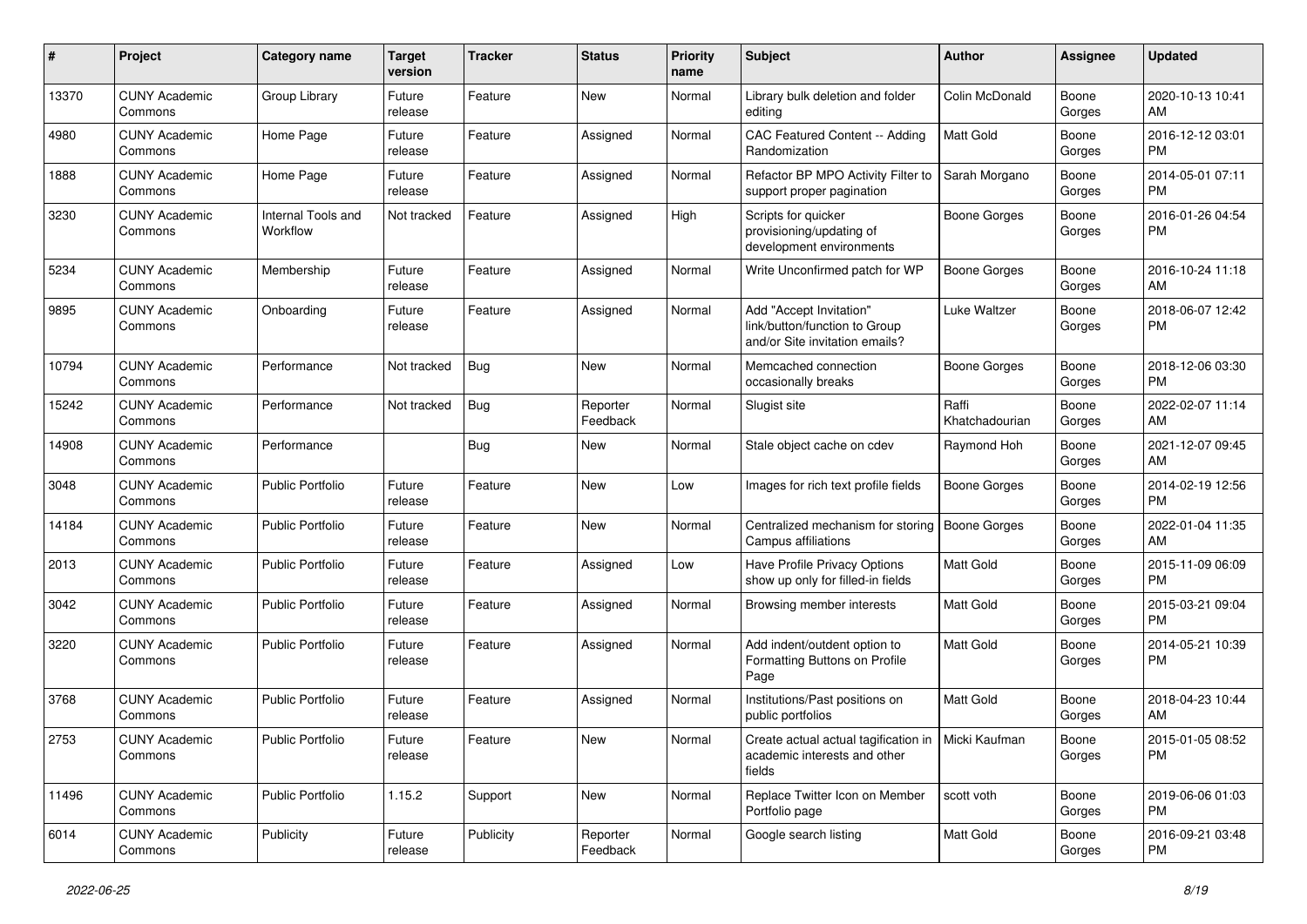| # | Project | Category name | Target version | Tracker | Status | Priority name | Subject | Author | Assignee | Updated |
|---|---|---|---|---|---|---|---|---|---|---|
| 13370 | CUNY Academic Commons | Group Library | Future release | Feature | New | Normal | Library bulk deletion and folder editing | Colin McDonald | Boone Gorges | 2020-10-13 10:41 AM |
| 4980 | CUNY Academic Commons | Home Page | Future release | Feature | Assigned | Normal | CAC Featured Content -- Adding Randomization | Matt Gold | Boone Gorges | 2016-12-12 03:01 PM |
| 1888 | CUNY Academic Commons | Home Page | Future release | Feature | Assigned | Normal | Refactor BP MPO Activity Filter to support proper pagination | Sarah Morgano | Boone Gorges | 2014-05-01 07:11 PM |
| 3230 | CUNY Academic Commons | Internal Tools and Workflow | Not tracked | Feature | Assigned | High | Scripts for quicker provisioning/updating of development environments | Boone Gorges | Boone Gorges | 2016-01-26 04:54 PM |
| 5234 | CUNY Academic Commons | Membership | Future release | Feature | Assigned | Normal | Write Unconfirmed patch for WP | Boone Gorges | Boone Gorges | 2016-10-24 11:18 AM |
| 9895 | CUNY Academic Commons | Onboarding | Future release | Feature | Assigned | Normal | Add "Accept Invitation" link/button/function to Group and/or Site invitation emails? | Luke Waltzer | Boone Gorges | 2018-06-07 12:42 PM |
| 10794 | CUNY Academic Commons | Performance | Not tracked | Bug | New | Normal | Memcached connection occasionally breaks | Boone Gorges | Boone Gorges | 2018-12-06 03:30 PM |
| 15242 | CUNY Academic Commons | Performance | Not tracked | Bug | Reporter Feedback | Normal | Slugist site | Raffi Khatchadourian | Boone Gorges | 2022-02-07 11:14 AM |
| 14908 | CUNY Academic Commons | Performance | | Bug | New | Normal | Stale object cache on cdev | Raymond Hoh | Boone Gorges | 2021-12-07 09:45 AM |
| 3048 | CUNY Academic Commons | Public Portfolio | Future release | Feature | New | Low | Images for rich text profile fields | Boone Gorges | Boone Gorges | 2014-02-19 12:56 PM |
| 14184 | CUNY Academic Commons | Public Portfolio | Future release | Feature | New | Normal | Centralized mechanism for storing Campus affiliations | Boone Gorges | Boone Gorges | 2022-01-04 11:35 AM |
| 2013 | CUNY Academic Commons | Public Portfolio | Future release | Feature | Assigned | Low | Have Profile Privacy Options show up only for filled-in fields | Matt Gold | Boone Gorges | 2015-11-09 06:09 PM |
| 3042 | CUNY Academic Commons | Public Portfolio | Future release | Feature | Assigned | Normal | Browsing member interests | Matt Gold | Boone Gorges | 2015-03-21 09:04 PM |
| 3220 | CUNY Academic Commons | Public Portfolio | Future release | Feature | Assigned | Normal | Add indent/outdent option to Formatting Buttons on Profile Page | Matt Gold | Boone Gorges | 2014-05-21 10:39 PM |
| 3768 | CUNY Academic Commons | Public Portfolio | Future release | Feature | Assigned | Normal | Institutions/Past positions on public portfolios | Matt Gold | Boone Gorges | 2018-04-23 10:44 AM |
| 2753 | CUNY Academic Commons | Public Portfolio | Future release | Feature | New | Normal | Create actual actual tagification in academic interests and other fields | Micki Kaufman | Boone Gorges | 2015-01-05 08:52 PM |
| 11496 | CUNY Academic Commons | Public Portfolio | 1.15.2 | Support | New | Normal | Replace Twitter Icon on Member Portfolio page | scott voth | Boone Gorges | 2019-06-06 01:03 PM |
| 6014 | CUNY Academic Commons | Publicity | Future release | Publicity | Reporter Feedback | Normal | Google search listing | Matt Gold | Boone Gorges | 2016-09-21 03:48 PM |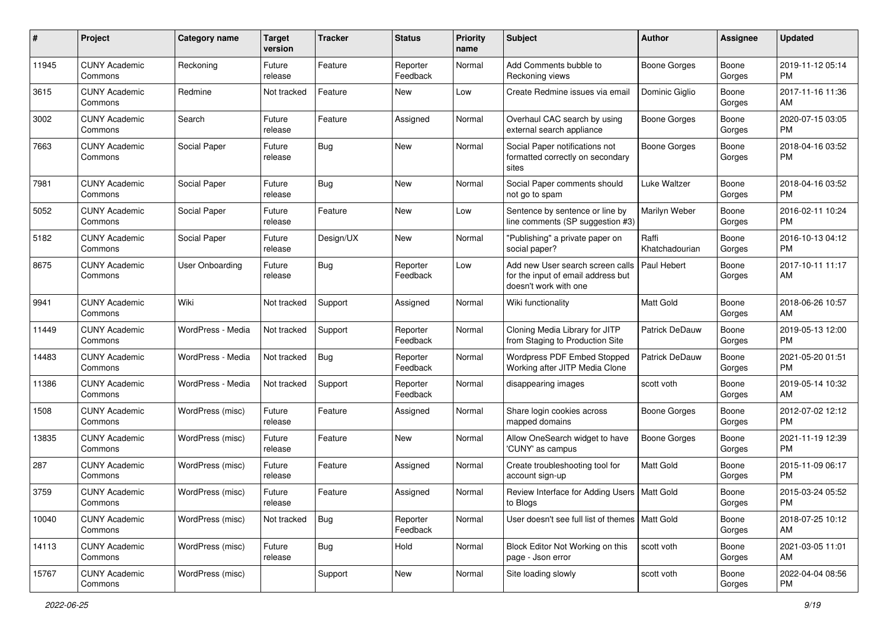| # | Project | Category name | Target version | Tracker | Status | Priority name | Subject | Author | Assignee | Updated |
|---|---|---|---|---|---|---|---|---|---|---|
| 11945 | CUNY Academic Commons | Reckoning | Future release | Feature | Reporter Feedback | Normal | Add Comments bubble to Reckoning views | Boone Gorges | Boone Gorges | 2019-11-12 05:14 PM |
| 3615 | CUNY Academic Commons | Redmine | Not tracked | Feature | New | Low | Create Redmine issues via email | Dominic Giglio | Boone Gorges | 2017-11-16 11:36 AM |
| 3002 | CUNY Academic Commons | Search | Future release | Feature | Assigned | Normal | Overhaul CAC search by using external search appliance | Boone Gorges | Boone Gorges | 2020-07-15 03:05 PM |
| 7663 | CUNY Academic Commons | Social Paper | Future release | Bug | New | Normal | Social Paper notifications not formatted correctly on secondary sites | Boone Gorges | Boone Gorges | 2018-04-16 03:52 PM |
| 7981 | CUNY Academic Commons | Social Paper | Future release | Bug | New | Normal | Social Paper comments should not go to spam | Luke Waltzer | Boone Gorges | 2018-04-16 03:52 PM |
| 5052 | CUNY Academic Commons | Social Paper | Future release | Feature | New | Low | Sentence by sentence or line by line comments (SP suggestion #3) | Marilyn Weber | Boone Gorges | 2016-02-11 10:24 PM |
| 5182 | CUNY Academic Commons | Social Paper | Future release | Design/UX | New | Normal | "Publishing" a private paper on social paper? | Raffi Khatchadourian | Boone Gorges | 2016-10-13 04:12 PM |
| 8675 | CUNY Academic Commons | User Onboarding | Future release | Bug | Reporter Feedback | Low | Add new User search screen calls for the input of email address but doesn't work with one | Paul Hebert | Boone Gorges | 2017-10-11 11:17 AM |
| 9941 | CUNY Academic Commons | Wiki | Not tracked | Support | Assigned | Normal | Wiki functionality | Matt Gold | Boone Gorges | 2018-06-26 10:57 AM |
| 11449 | CUNY Academic Commons | WordPress - Media | Not tracked | Support | Reporter Feedback | Normal | Cloning Media Library for JITP from Staging to Production Site | Patrick DeDauw | Boone Gorges | 2019-05-13 12:00 PM |
| 14483 | CUNY Academic Commons | WordPress - Media | Not tracked | Bug | Reporter Feedback | Normal | Wordpress PDF Embed Stopped Working after JITP Media Clone | Patrick DeDauw | Boone Gorges | 2021-05-20 01:51 PM |
| 11386 | CUNY Academic Commons | WordPress - Media | Not tracked | Support | Reporter Feedback | Normal | disappearing images | scott voth | Boone Gorges | 2019-05-14 10:32 AM |
| 1508 | CUNY Academic Commons | WordPress (misc) | Future release | Feature | Assigned | Normal | Share login cookies across mapped domains | Boone Gorges | Boone Gorges | 2012-07-02 12:12 PM |
| 13835 | CUNY Academic Commons | WordPress (misc) | Future release | Feature | New | Normal | Allow OneSearch widget to have 'CUNY' as campus | Boone Gorges | Boone Gorges | 2021-11-19 12:39 PM |
| 287 | CUNY Academic Commons | WordPress (misc) | Future release | Feature | Assigned | Normal | Create troubleshooting tool for account sign-up | Matt Gold | Boone Gorges | 2015-11-09 06:17 PM |
| 3759 | CUNY Academic Commons | WordPress (misc) | Future release | Feature | Assigned | Normal | Review Interface for Adding Users to Blogs | Matt Gold | Boone Gorges | 2015-03-24 05:52 PM |
| 10040 | CUNY Academic Commons | WordPress (misc) | Not tracked | Bug | Reporter Feedback | Normal | User doesn't see full list of themes | Matt Gold | Boone Gorges | 2018-07-25 10:12 AM |
| 14113 | CUNY Academic Commons | WordPress (misc) | Future release | Bug | Hold | Normal | Block Editor Not Working on this page - Json error | scott voth | Boone Gorges | 2021-03-05 11:01 AM |
| 15767 | CUNY Academic Commons | WordPress (misc) | | Support | New | Normal | Site loading slowly | scott voth | Boone Gorges | 2022-04-04 08:56 PM |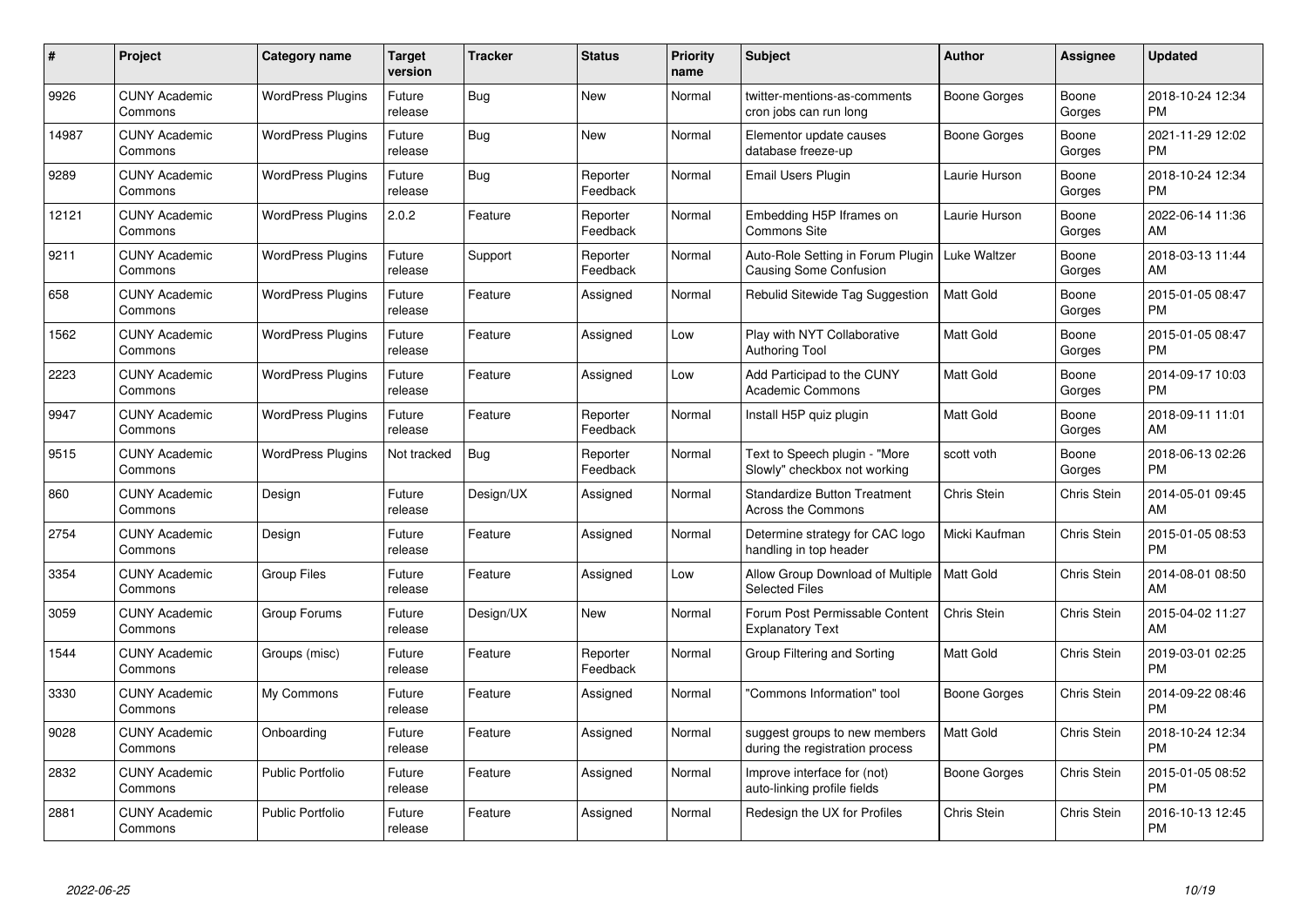| # | Project | Category name | Target version | Tracker | Status | Priority name | Subject | Author | Assignee | Updated |
|---|---|---|---|---|---|---|---|---|---|---|
| 9926 | CUNY Academic Commons | WordPress Plugins | Future release | Bug | New | Normal | twitter-mentions-as-comments cron jobs can run long | Boone Gorges | Boone Gorges | 2018-10-24 12:34 PM |
| 14987 | CUNY Academic Commons | WordPress Plugins | Future release | Bug | New | Normal | Elementor update causes database freeze-up | Boone Gorges | Boone Gorges | 2021-11-29 12:02 PM |
| 9289 | CUNY Academic Commons | WordPress Plugins | Future release | Bug | Reporter Feedback | Normal | Email Users Plugin | Laurie Hurson | Boone Gorges | 2018-10-24 12:34 PM |
| 12121 | CUNY Academic Commons | WordPress Plugins | 2.0.2 | Feature | Reporter Feedback | Normal | Embedding H5P Iframes on Commons Site | Laurie Hurson | Boone Gorges | 2022-06-14 11:36 AM |
| 9211 | CUNY Academic Commons | WordPress Plugins | Future release | Support | Reporter Feedback | Normal | Auto-Role Setting in Forum Plugin Causing Some Confusion | Luke Waltzer | Boone Gorges | 2018-03-13 11:44 AM |
| 658 | CUNY Academic Commons | WordPress Plugins | Future release | Feature | Assigned | Normal | Rebulid Sitewide Tag Suggestion | Matt Gold | Boone Gorges | 2015-01-05 08:47 PM |
| 1562 | CUNY Academic Commons | WordPress Plugins | Future release | Feature | Assigned | Low | Play with NYT Collaborative Authoring Tool | Matt Gold | Boone Gorges | 2015-01-05 08:47 PM |
| 2223 | CUNY Academic Commons | WordPress Plugins | Future release | Feature | Assigned | Low | Add Participad to the CUNY Academic Commons | Matt Gold | Boone Gorges | 2014-09-17 10:03 PM |
| 9947 | CUNY Academic Commons | WordPress Plugins | Future release | Feature | Reporter Feedback | Normal | Install H5P quiz plugin | Matt Gold | Boone Gorges | 2018-09-11 11:01 AM |
| 9515 | CUNY Academic Commons | WordPress Plugins | Not tracked | Bug | Reporter Feedback | Normal | Text to Speech plugin - "More Slowly" checkbox not working | scott voth | Boone Gorges | 2018-06-13 02:26 PM |
| 860 | CUNY Academic Commons | Design | Future release | Design/UX | Assigned | Normal | Standardize Button Treatment Across the Commons | Chris Stein | Chris Stein | 2014-05-01 09:45 AM |
| 2754 | CUNY Academic Commons | Design | Future release | Feature | Assigned | Normal | Determine strategy for CAC logo handling in top header | Micki Kaufman | Chris Stein | 2015-01-05 08:53 PM |
| 3354 | CUNY Academic Commons | Group Files | Future release | Feature | Assigned | Low | Allow Group Download of Multiple Selected Files | Matt Gold | Chris Stein | 2014-08-01 08:50 AM |
| 3059 | CUNY Academic Commons | Group Forums | Future release | Design/UX | New | Normal | Forum Post Permissable Content Explanatory Text | Chris Stein | Chris Stein | 2015-04-02 11:27 AM |
| 1544 | CUNY Academic Commons | Groups (misc) | Future release | Feature | Reporter Feedback | Normal | Group Filtering and Sorting | Matt Gold | Chris Stein | 2019-03-01 02:25 PM |
| 3330 | CUNY Academic Commons | My Commons | Future release | Feature | Assigned | Normal | "Commons Information" tool | Boone Gorges | Chris Stein | 2014-09-22 08:46 PM |
| 9028 | CUNY Academic Commons | Onboarding | Future release | Feature | Assigned | Normal | suggest groups to new members during the registration process | Matt Gold | Chris Stein | 2018-10-24 12:34 PM |
| 2832 | CUNY Academic Commons | Public Portfolio | Future release | Feature | Assigned | Normal | Improve interface for (not) auto-linking profile fields | Boone Gorges | Chris Stein | 2015-01-05 08:52 PM |
| 2881 | CUNY Academic Commons | Public Portfolio | Future release | Feature | Assigned | Normal | Redesign the UX for Profiles | Chris Stein | Chris Stein | 2016-10-13 12:45 PM |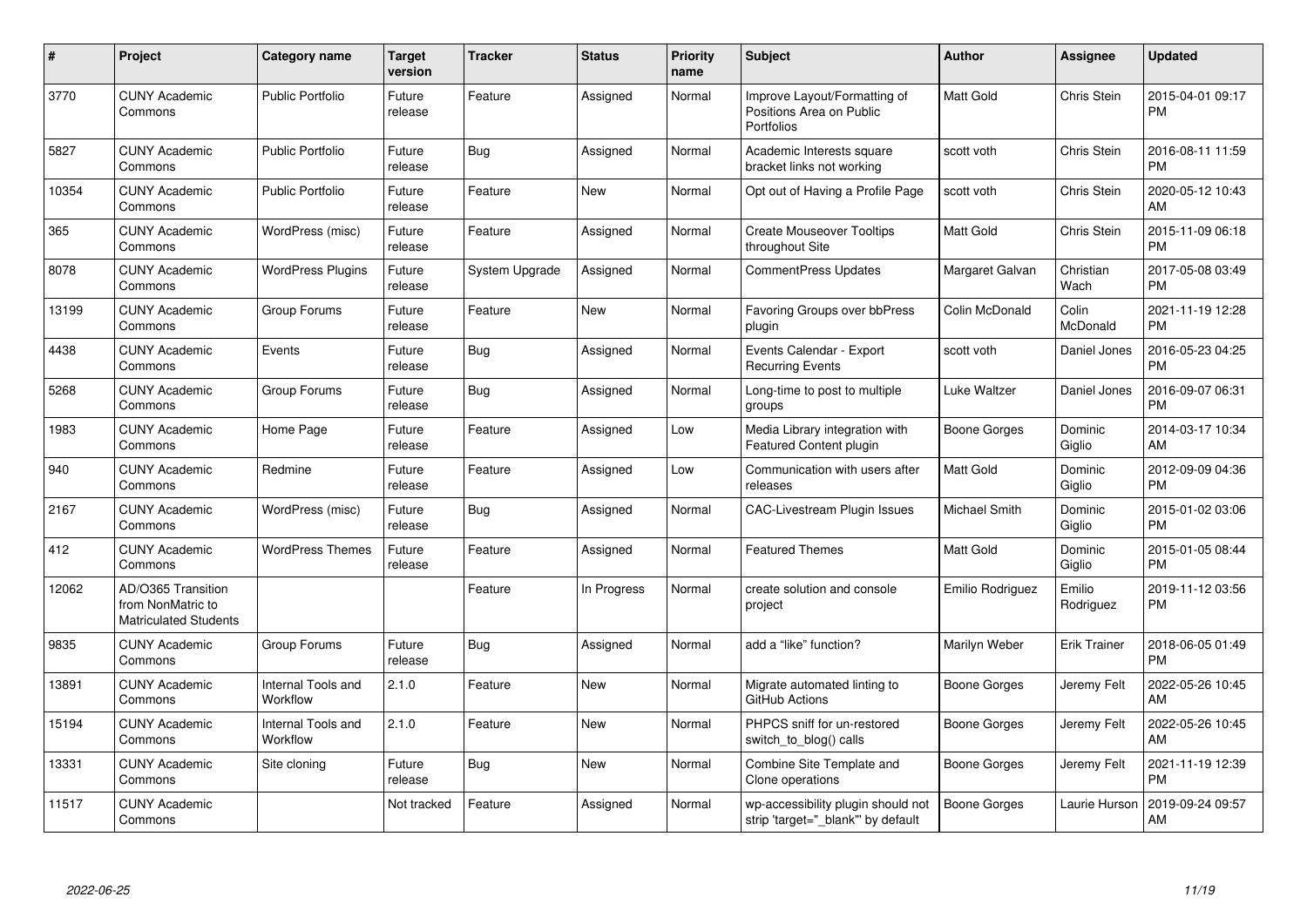| # | Project | Category name | Target version | Tracker | Status | Priority name | Subject | Author | Assignee | Updated |
|---|---|---|---|---|---|---|---|---|---|---|
| 3770 | CUNY Academic Commons | Public Portfolio | Future release | Feature | Assigned | Normal | Improve Layout/Formatting of Positions Area on Public Portfolios | Matt Gold | Chris Stein | 2015-04-01 09:17 PM |
| 5827 | CUNY Academic Commons | Public Portfolio | Future release | Bug | Assigned | Normal | Academic Interests square bracket links not working | scott voth | Chris Stein | 2016-08-11 11:59 PM |
| 10354 | CUNY Academic Commons | Public Portfolio | Future release | Feature | New | Normal | Opt out of Having a Profile Page | scott voth | Chris Stein | 2020-05-12 10:43 AM |
| 365 | CUNY Academic Commons | WordPress (misc) | Future release | Feature | Assigned | Normal | Create Mouseover Tooltips throughout Site | Matt Gold | Chris Stein | 2015-11-09 06:18 PM |
| 8078 | CUNY Academic Commons | WordPress Plugins | Future release | System Upgrade | Assigned | Normal | CommentPress Updates | Margaret Galvan | Christian Wach | 2017-05-08 03:49 PM |
| 13199 | CUNY Academic Commons | Group Forums | Future release | Feature | New | Normal | Favoring Groups over bbPress plugin | Colin McDonald | Colin McDonald | 2021-11-19 12:28 PM |
| 4438 | CUNY Academic Commons | Events | Future release | Bug | Assigned | Normal | Events Calendar - Export Recurring Events | scott voth | Daniel Jones | 2016-05-23 04:25 PM |
| 5268 | CUNY Academic Commons | Group Forums | Future release | Bug | Assigned | Normal | Long-time to post to multiple groups | Luke Waltzer | Daniel Jones | 2016-09-07 06:31 PM |
| 1983 | CUNY Academic Commons | Home Page | Future release | Feature | Assigned | Low | Media Library integration with Featured Content plugin | Boone Gorges | Dominic Giglio | 2014-03-17 10:34 AM |
| 940 | CUNY Academic Commons | Redmine | Future release | Feature | Assigned | Low | Communication with users after releases | Matt Gold | Dominic Giglio | 2012-09-09 04:36 PM |
| 2167 | CUNY Academic Commons | WordPress (misc) | Future release | Bug | Assigned | Normal | CAC-Livestream Plugin Issues | Michael Smith | Dominic Giglio | 2015-01-02 03:06 PM |
| 412 | CUNY Academic Commons | WordPress Themes | Future release | Feature | Assigned | Normal | Featured Themes | Matt Gold | Dominic Giglio | 2015-01-05 08:44 PM |
| 12062 | AD/O365 Transition from NonMatric to Matriculated Students | | | Feature | In Progress | Normal | create solution and console project | Emilio Rodriguez | Emilio Rodriguez | 2019-11-12 03:56 PM |
| 9835 | CUNY Academic Commons | Group Forums | Future release | Bug | Assigned | Normal | add a "like" function? | Marilyn Weber | Erik Trainer | 2018-06-05 01:49 PM |
| 13891 | CUNY Academic Commons | Internal Tools and Workflow | 2.1.0 | Feature | New | Normal | Migrate automated linting to GitHub Actions | Boone Gorges | Jeremy Felt | 2022-05-26 10:45 AM |
| 15194 | CUNY Academic Commons | Internal Tools and Workflow | 2.1.0 | Feature | New | Normal | PHPCS sniff for un-restored switch_to_blog() calls | Boone Gorges | Jeremy Felt | 2022-05-26 10:45 AM |
| 13331 | CUNY Academic Commons | Site cloning | Future release | Bug | New | Normal | Combine Site Template and Clone operations | Boone Gorges | Jeremy Felt | 2021-11-19 12:39 PM |
| 11517 | CUNY Academic Commons | | Not tracked | Feature | Assigned | Normal | wp-accessibility plugin should not strip 'target="_blank"' by default | Boone Gorges | Laurie Hurson | 2019-09-24 09:57 AM |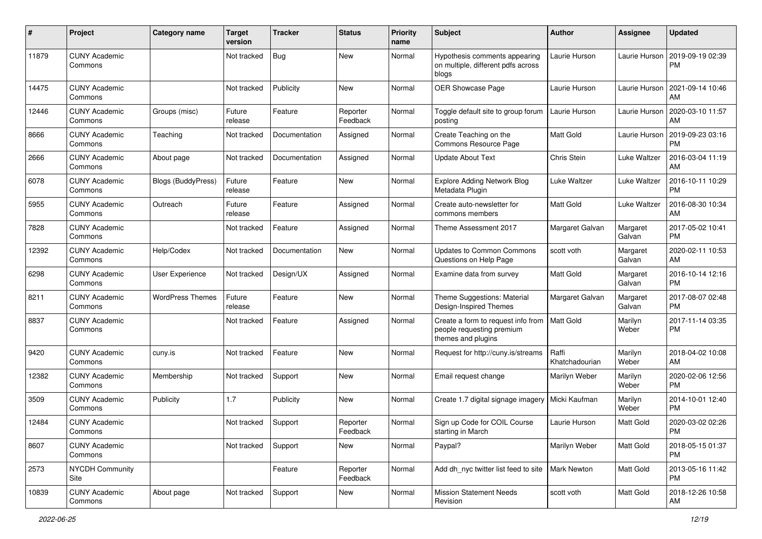| # | Project | Category name | Target version | Tracker | Status | Priority name | Subject | Author | Assignee | Updated |
|---|---|---|---|---|---|---|---|---|---|---|
| 11879 | CUNY Academic Commons | | Not tracked | Bug | New | Normal | Hypothesis comments appearing on multiple, different pdfs across blogs | Laurie Hurson | Laurie Hurson | 2019-09-19 02:39 PM |
| 14475 | CUNY Academic Commons | | Not tracked | Publicity | New | Normal | OER Showcase Page | Laurie Hurson | Laurie Hurson | 2021-09-14 10:46 AM |
| 12446 | CUNY Academic Commons | Groups (misc) | Future release | Feature | Reporter Feedback | Normal | Toggle default site to group forum posting | Laurie Hurson | Laurie Hurson | 2020-03-10 11:57 AM |
| 8666 | CUNY Academic Commons | Teaching | Not tracked | Documentation | Assigned | Normal | Create Teaching on the Commons Resource Page | Matt Gold | Laurie Hurson | 2019-09-23 03:16 PM |
| 2666 | CUNY Academic Commons | About page | Not tracked | Documentation | Assigned | Normal | Update About Text | Chris Stein | Luke Waltzer | 2016-03-04 11:19 AM |
| 6078 | CUNY Academic Commons | Blogs (BuddyPress) | Future release | Feature | New | Normal | Explore Adding Network Blog Metadata Plugin | Luke Waltzer | Luke Waltzer | 2016-10-11 10:29 PM |
| 5955 | CUNY Academic Commons | Outreach | Future release | Feature | Assigned | Normal | Create auto-newsletter for commons members | Matt Gold | Luke Waltzer | 2016-08-30 10:34 AM |
| 7828 | CUNY Academic Commons | | Not tracked | Feature | Assigned | Normal | Theme Assessment 2017 | Margaret Galvan | Margaret Galvan | 2017-05-02 10:41 PM |
| 12392 | CUNY Academic Commons | Help/Codex | Not tracked | Documentation | New | Normal | Updates to Common Commons Questions on Help Page | scott voth | Margaret Galvan | 2020-02-11 10:53 AM |
| 6298 | CUNY Academic Commons | User Experience | Not tracked | Design/UX | Assigned | Normal | Examine data from survey | Matt Gold | Margaret Galvan | 2016-10-14 12:16 PM |
| 8211 | CUNY Academic Commons | WordPress Themes | Future release | Feature | New | Normal | Theme Suggestions: Material Design-Inspired Themes | Margaret Galvan | Margaret Galvan | 2017-08-07 02:48 PM |
| 8837 | CUNY Academic Commons | | Not tracked | Feature | Assigned | Normal | Create a form to request info from people requesting premium themes and plugins | Matt Gold | Marilyn Weber | 2017-11-14 03:35 PM |
| 9420 | CUNY Academic Commons | cuny.is | Not tracked | Feature | New | Normal | Request for http://cuny.is/streams | Raffi Khatchadourian | Marilyn Weber | 2018-04-02 10:08 AM |
| 12382 | CUNY Academic Commons | Membership | Not tracked | Support | New | Normal | Email request change | Marilyn Weber | Marilyn Weber | 2020-02-06 12:56 PM |
| 3509 | CUNY Academic Commons | Publicity | 1.7 | Publicity | New | Normal | Create 1.7 digital signage imagery | Micki Kaufman | Marilyn Weber | 2014-10-01 12:40 PM |
| 12484 | CUNY Academic Commons | | Not tracked | Support | Reporter Feedback | Normal | Sign up Code for COIL Course starting in March | Laurie Hurson | Matt Gold | 2020-03-02 02:26 PM |
| 8607 | CUNY Academic Commons | | Not tracked | Support | New | Normal | Paypal? | Marilyn Weber | Matt Gold | 2018-05-15 01:37 PM |
| 2573 | NYCDH Community Site | | | Feature | Reporter Feedback | Normal | Add dh_nyc twitter list feed to site | Mark Newton | Matt Gold | 2013-05-16 11:42 PM |
| 10839 | CUNY Academic Commons | About page | Not tracked | Support | New | Normal | Mission Statement Needs Revision | scott voth | Matt Gold | 2018-12-26 10:58 AM |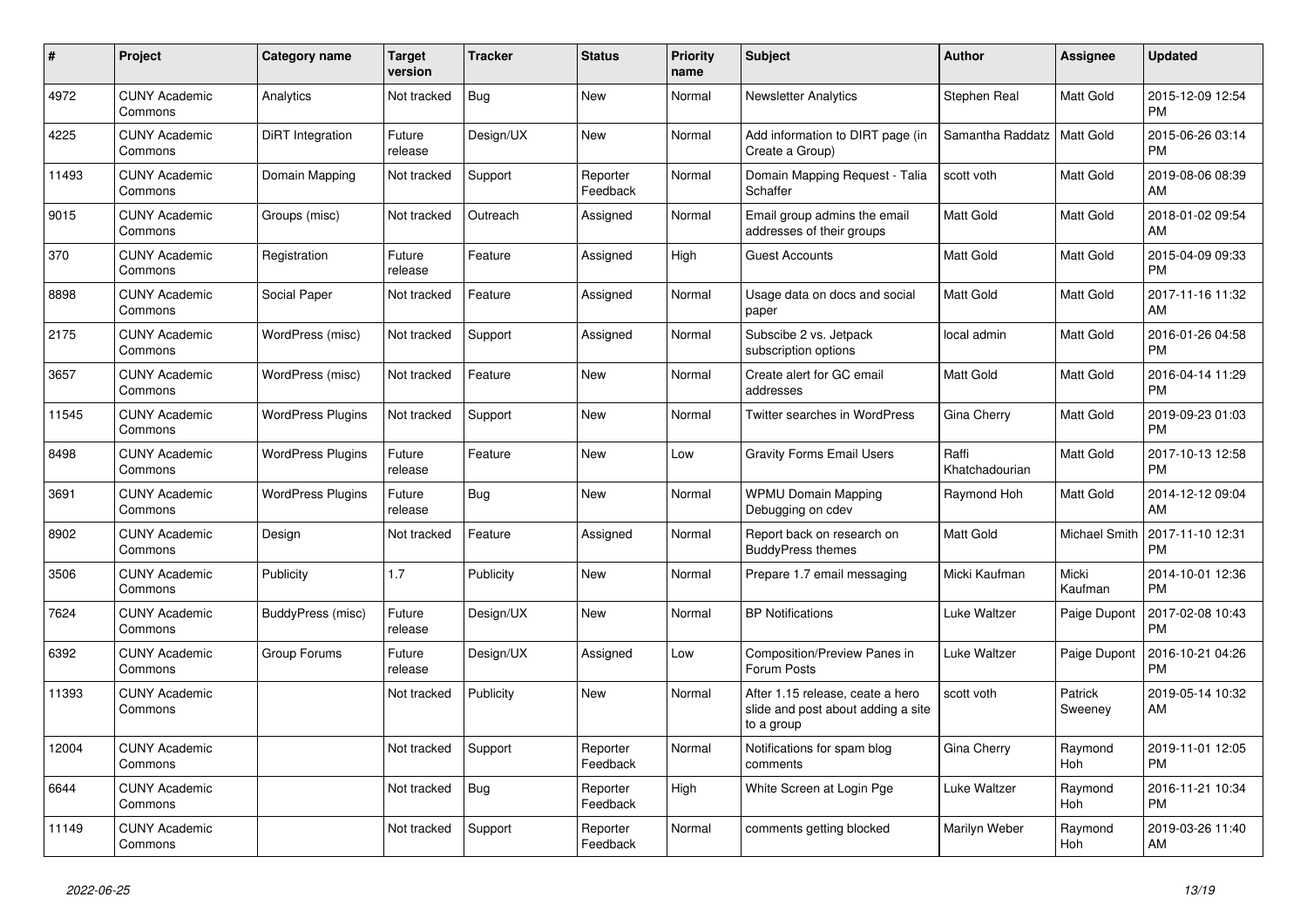| # | Project | Category name | Target version | Tracker | Status | Priority name | Subject | Author | Assignee | Updated |
|---|---|---|---|---|---|---|---|---|---|---|
| 4972 | CUNY Academic Commons | Analytics | Not tracked | Bug | New | Normal | Newsletter Analytics | Stephen Real | Matt Gold | 2015-12-09 12:54 PM |
| 4225 | CUNY Academic Commons | DiRT Integration | Future release | Design/UX | New | Normal | Add information to DIRT page (in Create a Group) | Samantha Raddatz | Matt Gold | 2015-06-26 03:14 PM |
| 11493 | CUNY Academic Commons | Domain Mapping | Not tracked | Support | Reporter Feedback | Normal | Domain Mapping Request - Talia Schaffer | scott voth | Matt Gold | 2019-08-06 08:39 AM |
| 9015 | CUNY Academic Commons | Groups (misc) | Not tracked | Outreach | Assigned | Normal | Email group admins the email addresses of their groups | Matt Gold | Matt Gold | 2018-01-02 09:54 AM |
| 370 | CUNY Academic Commons | Registration | Future release | Feature | Assigned | High | Guest Accounts | Matt Gold | Matt Gold | 2015-04-09 09:33 PM |
| 8898 | CUNY Academic Commons | Social Paper | Not tracked | Feature | Assigned | Normal | Usage data on docs and social paper | Matt Gold | Matt Gold | 2017-11-16 11:32 AM |
| 2175 | CUNY Academic Commons | WordPress (misc) | Not tracked | Support | Assigned | Normal | Subscibe 2 vs. Jetpack subscription options | local admin | Matt Gold | 2016-01-26 04:58 PM |
| 3657 | CUNY Academic Commons | WordPress (misc) | Not tracked | Feature | New | Normal | Create alert for GC email addresses | Matt Gold | Matt Gold | 2016-04-14 11:29 PM |
| 11545 | CUNY Academic Commons | WordPress Plugins | Not tracked | Support | New | Normal | Twitter searches in WordPress | Gina Cherry | Matt Gold | 2019-09-23 01:03 PM |
| 8498 | CUNY Academic Commons | WordPress Plugins | Future release | Feature | New | Low | Gravity Forms Email Users | Raffi Khatchadourian | Matt Gold | 2017-10-13 12:58 PM |
| 3691 | CUNY Academic Commons | WordPress Plugins | Future release | Bug | New | Normal | WPMU Domain Mapping Debugging on cdev | Raymond Hoh | Matt Gold | 2014-12-12 09:04 AM |
| 8902 | CUNY Academic Commons | Design | Not tracked | Feature | Assigned | Normal | Report back on research on BuddyPress themes | Matt Gold | Michael Smith | 2017-11-10 12:31 PM |
| 3506 | CUNY Academic Commons | Publicity | 1.7 | Publicity | New | Normal | Prepare 1.7 email messaging | Micki Kaufman | Micki Kaufman | 2014-10-01 12:36 PM |
| 7624 | CUNY Academic Commons | BuddyPress (misc) | Future release | Design/UX | New | Normal | BP Notifications | Luke Waltzer | Paige Dupont | 2017-02-08 10:43 PM |
| 6392 | CUNY Academic Commons | Group Forums | Future release | Design/UX | Assigned | Low | Composition/Preview Panes in Forum Posts | Luke Waltzer | Paige Dupont | 2016-10-21 04:26 PM |
| 11393 | CUNY Academic Commons | | Not tracked | Publicity | New | Normal | After 1.15 release, ceate a hero slide and post about adding a site to a group | scott voth | Patrick Sweeney | 2019-05-14 10:32 AM |
| 12004 | CUNY Academic Commons | | Not tracked | Support | Reporter Feedback | Normal | Notifications for spam blog comments | Gina Cherry | Raymond Hoh | 2019-11-01 12:05 PM |
| 6644 | CUNY Academic Commons | | Not tracked | Bug | Reporter Feedback | High | White Screen at Login Pge | Luke Waltzer | Raymond Hoh | 2016-11-21 10:34 PM |
| 11149 | CUNY Academic Commons | | Not tracked | Support | Reporter Feedback | Normal | comments getting blocked | Marilyn Weber | Raymond Hoh | 2019-03-26 11:40 AM |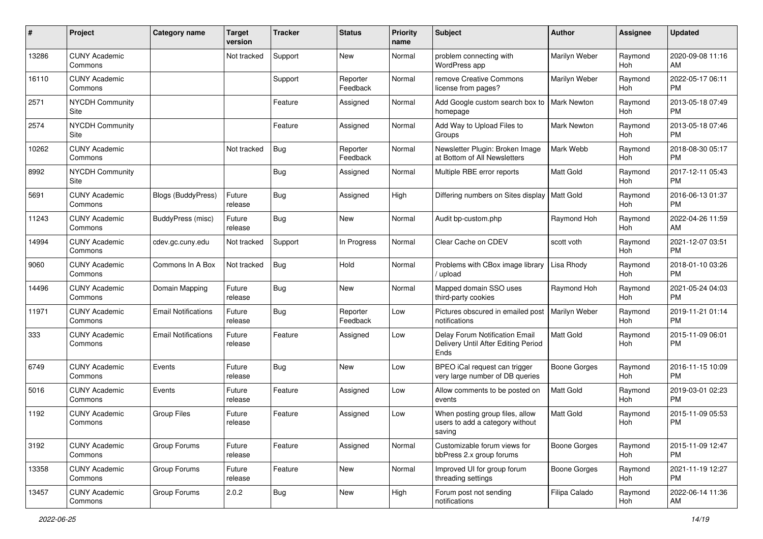| # | Project | Category name | Target version | Tracker | Status | Priority name | Subject | Author | Assignee | Updated |
|---|---|---|---|---|---|---|---|---|---|---|
| 13286 | CUNY Academic Commons | | Not tracked | Support | New | Normal | problem connecting with WordPress app | Marilyn Weber | Raymond Hoh | 2020-09-08 11:16 AM |
| 16110 | CUNY Academic Commons | | | Support | Reporter Feedback | Normal | remove Creative Commons license from pages? | Marilyn Weber | Raymond Hoh | 2022-05-17 06:11 PM |
| 2571 | NYCDH Community Site | | | Feature | Assigned | Normal | Add Google custom search box to homepage | Mark Newton | Raymond Hoh | 2013-05-18 07:49 PM |
| 2574 | NYCDH Community Site | | | Feature | Assigned | Normal | Add Way to Upload Files to Groups | Mark Newton | Raymond Hoh | 2013-05-18 07:46 PM |
| 10262 | CUNY Academic Commons | | Not tracked | Bug | Reporter Feedback | Normal | Newsletter Plugin: Broken Image at Bottom of All Newsletters | Mark Webb | Raymond Hoh | 2018-08-30 05:17 PM |
| 8992 | NYCDH Community Site | | | Bug | Assigned | Normal | Multiple RBE error reports | Matt Gold | Raymond Hoh | 2017-12-11 05:43 PM |
| 5691 | CUNY Academic Commons | Blogs (BuddyPress) | Future release | Bug | Assigned | High | Differing numbers on Sites display | Matt Gold | Raymond Hoh | 2016-06-13 01:37 PM |
| 11243 | CUNY Academic Commons | BuddyPress (misc) | Future release | Bug | New | Normal | Audit bp-custom.php | Raymond Hoh | Raymond Hoh | 2022-04-26 11:59 AM |
| 14994 | CUNY Academic Commons | cdev.gc.cuny.edu | Not tracked | Support | In Progress | Normal | Clear Cache on CDEV | scott voth | Raymond Hoh | 2021-12-07 03:51 PM |
| 9060 | CUNY Academic Commons | Commons In A Box | Not tracked | Bug | Hold | Normal | Problems with CBox image library / upload | Lisa Rhody | Raymond Hoh | 2018-01-10 03:26 PM |
| 14496 | CUNY Academic Commons | Domain Mapping | Future release | Bug | New | Normal | Mapped domain SSO uses third-party cookies | Raymond Hoh | Raymond Hoh | 2021-05-24 04:03 PM |
| 11971 | CUNY Academic Commons | Email Notifications | Future release | Bug | Reporter Feedback | Low | Pictures obscured in emailed post notifications | Marilyn Weber | Raymond Hoh | 2019-11-21 01:14 PM |
| 333 | CUNY Academic Commons | Email Notifications | Future release | Feature | Assigned | Low | Delay Forum Notification Email Delivery Until After Editing Period Ends | Matt Gold | Raymond Hoh | 2015-11-09 06:01 PM |
| 6749 | CUNY Academic Commons | Events | Future release | Bug | New | Low | BPEO iCal request can trigger very large number of DB queries | Boone Gorges | Raymond Hoh | 2016-11-15 10:09 PM |
| 5016 | CUNY Academic Commons | Events | Future release | Feature | Assigned | Low | Allow comments to be posted on events | Matt Gold | Raymond Hoh | 2019-03-01 02:23 PM |
| 1192 | CUNY Academic Commons | Group Files | Future release | Feature | Assigned | Low | When posting group files, allow users to add a category without saving | Matt Gold | Raymond Hoh | 2015-11-09 05:53 PM |
| 3192 | CUNY Academic Commons | Group Forums | Future release | Feature | Assigned | Normal | Customizable forum views for bbPress 2.x group forums | Boone Gorges | Raymond Hoh | 2015-11-09 12:47 PM |
| 13358 | CUNY Academic Commons | Group Forums | Future release | Feature | New | Normal | Improved UI for group forum threading settings | Boone Gorges | Raymond Hoh | 2021-11-19 12:27 PM |
| 13457 | CUNY Academic Commons | Group Forums | 2.0.2 | Bug | New | High | Forum post not sending notifications | Filipa Calado | Raymond Hoh | 2022-06-14 11:36 AM |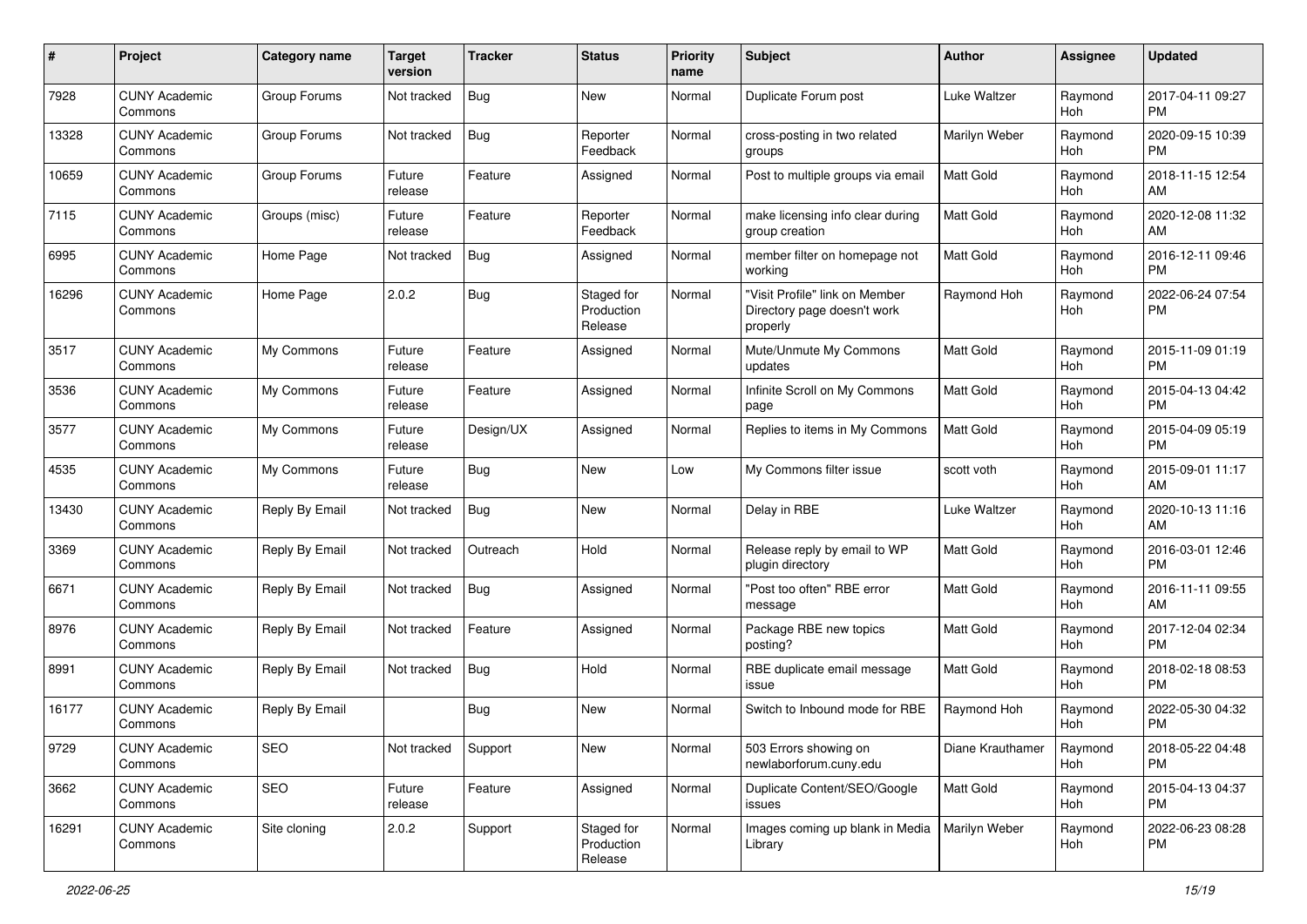| # | Project | Category name | Target version | Tracker | Status | Priority name | Subject | Author | Assignee | Updated |
|---|---|---|---|---|---|---|---|---|---|---|
| 7928 | CUNY Academic Commons | Group Forums | Not tracked | Bug | New | Normal | Duplicate Forum post | Luke Waltzer | Raymond Hoh | 2017-04-11 09:27 PM |
| 13328 | CUNY Academic Commons | Group Forums | Not tracked | Bug | Reporter Feedback | Normal | cross-posting in two related groups | Marilyn Weber | Raymond Hoh | 2020-09-15 10:39 PM |
| 10659 | CUNY Academic Commons | Group Forums | Future release | Feature | Assigned | Normal | Post to multiple groups via email | Matt Gold | Raymond Hoh | 2018-11-15 12:54 AM |
| 7115 | CUNY Academic Commons | Groups (misc) | Future release | Feature | Reporter Feedback | Normal | make licensing info clear during group creation | Matt Gold | Raymond Hoh | 2020-12-08 11:32 AM |
| 6995 | CUNY Academic Commons | Home Page | Not tracked | Bug | Assigned | Normal | member filter on homepage not working | Matt Gold | Raymond Hoh | 2016-12-11 09:46 PM |
| 16296 | CUNY Academic Commons | Home Page | 2.0.2 | Bug | Staged for Production Release | Normal | "Visit Profile" link on Member Directory page doesn't work properly | Raymond Hoh | Raymond Hoh | 2022-06-24 07:54 PM |
| 3517 | CUNY Academic Commons | My Commons | Future release | Feature | Assigned | Normal | Mute/Unmute My Commons updates | Matt Gold | Raymond Hoh | 2015-11-09 01:19 PM |
| 3536 | CUNY Academic Commons | My Commons | Future release | Feature | Assigned | Normal | Infinite Scroll on My Commons page | Matt Gold | Raymond Hoh | 2015-04-13 04:42 PM |
| 3577 | CUNY Academic Commons | My Commons | Future release | Design/UX | Assigned | Normal | Replies to items in My Commons | Matt Gold | Raymond Hoh | 2015-04-09 05:19 PM |
| 4535 | CUNY Academic Commons | My Commons | Future release | Bug | New | Low | My Commons filter issue | scott voth | Raymond Hoh | 2015-09-01 11:17 AM |
| 13430 | CUNY Academic Commons | Reply By Email | Not tracked | Bug | New | Normal | Delay in RBE | Luke Waltzer | Raymond Hoh | 2020-10-13 11:16 AM |
| 3369 | CUNY Academic Commons | Reply By Email | Not tracked | Outreach | Hold | Normal | Release reply by email to WP plugin directory | Matt Gold | Raymond Hoh | 2016-03-01 12:46 PM |
| 6671 | CUNY Academic Commons | Reply By Email | Not tracked | Bug | Assigned | Normal | "Post too often" RBE error message | Matt Gold | Raymond Hoh | 2016-11-11 09:55 AM |
| 8976 | CUNY Academic Commons | Reply By Email | Not tracked | Feature | Assigned | Normal | Package RBE new topics posting? | Matt Gold | Raymond Hoh | 2017-12-04 02:34 PM |
| 8991 | CUNY Academic Commons | Reply By Email | Not tracked | Bug | Hold | Normal | RBE duplicate email message issue | Matt Gold | Raymond Hoh | 2018-02-18 08:53 PM |
| 16177 | CUNY Academic Commons | Reply By Email | | Bug | New | Normal | Switch to Inbound mode for RBE | Raymond Hoh | Raymond Hoh | 2022-05-30 04:32 PM |
| 9729 | CUNY Academic Commons | SEO | Not tracked | Support | New | Normal | 503 Errors showing on newlaborforum.cuny.edu | Diane Krauthamer | Raymond Hoh | 2018-05-22 04:48 PM |
| 3662 | CUNY Academic Commons | SEO | Future release | Feature | Assigned | Normal | Duplicate Content/SEO/Google issues | Matt Gold | Raymond Hoh | 2015-04-13 04:37 PM |
| 16291 | CUNY Academic Commons | Site cloning | 2.0.2 | Support | Staged for Production Release | Normal | Images coming up blank in Media Library | Marilyn Weber | Raymond Hoh | 2022-06-23 08:28 PM |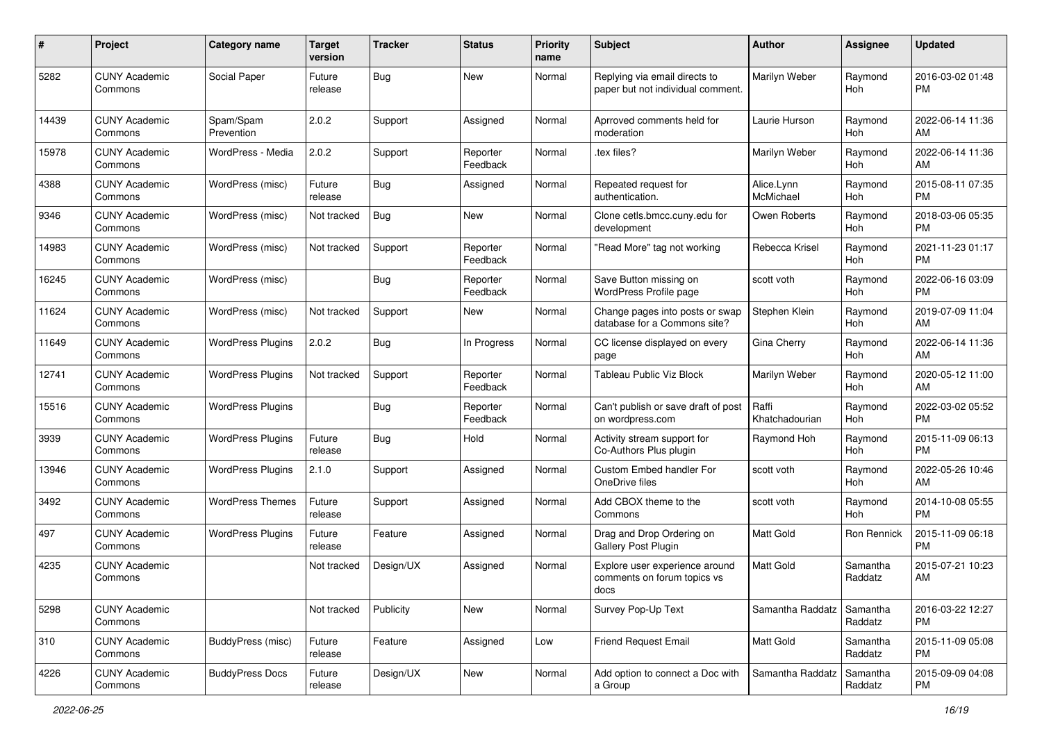| # | Project | Category name | Target version | Tracker | Status | Priority name | Subject | Author | Assignee | Updated |
|---|---|---|---|---|---|---|---|---|---|---|
| 5282 | CUNY Academic Commons | Social Paper | Future release | Bug | New | Normal | Replying via email directs to paper but not individual comment. | Marilyn Weber | Raymond Hoh | 2016-03-02 01:48 PM |
| 14439 | CUNY Academic Commons | Spam/Spam Prevention | 2.0.2 | Support | Assigned | Normal | Aprroved comments held for moderation | Laurie Hurson | Raymond Hoh | 2022-06-14 11:36 AM |
| 15978 | CUNY Academic Commons | WordPress - Media | 2.0.2 | Support | Reporter Feedback | Normal | .tex files? | Marilyn Weber | Raymond Hoh | 2022-06-14 11:36 AM |
| 4388 | CUNY Academic Commons | WordPress (misc) | Future release | Bug | Assigned | Normal | Repeated request for authentication. | Alice.Lynn McMichael | Raymond Hoh | 2015-08-11 07:35 PM |
| 9346 | CUNY Academic Commons | WordPress (misc) | Not tracked | Bug | New | Normal | Clone cetls.bmcc.cuny.edu for development | Owen Roberts | Raymond Hoh | 2018-03-06 05:35 PM |
| 14983 | CUNY Academic Commons | WordPress (misc) | Not tracked | Support | Reporter Feedback | Normal | "Read More" tag not working | Rebecca Krisel | Raymond Hoh | 2021-11-23 01:17 PM |
| 16245 | CUNY Academic Commons | WordPress (misc) | | Bug | Reporter Feedback | Normal | Save Button missing on WordPress Profile page | scott voth | Raymond Hoh | 2022-06-16 03:09 PM |
| 11624 | CUNY Academic Commons | WordPress (misc) | Not tracked | Support | New | Normal | Change pages into posts or swap database for a Commons site? | Stephen Klein | Raymond Hoh | 2019-07-09 11:04 AM |
| 11649 | CUNY Academic Commons | WordPress Plugins | 2.0.2 | Bug | In Progress | Normal | CC license displayed on every page | Gina Cherry | Raymond Hoh | 2022-06-14 11:36 AM |
| 12741 | CUNY Academic Commons | WordPress Plugins | Not tracked | Support | Reporter Feedback | Normal | Tableau Public Viz Block | Marilyn Weber | Raymond Hoh | 2020-05-12 11:00 AM |
| 15516 | CUNY Academic Commons | WordPress Plugins | | Bug | Reporter Feedback | Normal | Can't publish or save draft of post on wordpress.com | Raffi Khatchadourian | Raymond Hoh | 2022-03-02 05:52 PM |
| 3939 | CUNY Academic Commons | WordPress Plugins | Future release | Bug | Hold | Normal | Activity stream support for Co-Authors Plus plugin | Raymond Hoh | Raymond Hoh | 2015-11-09 06:13 PM |
| 13946 | CUNY Academic Commons | WordPress Plugins | 2.1.0 | Support | Assigned | Normal | Custom Embed handler For OneDrive files | scott voth | Raymond Hoh | 2022-05-26 10:46 AM |
| 3492 | CUNY Academic Commons | WordPress Themes | Future release | Support | Assigned | Normal | Add CBOX theme to the Commons | scott voth | Raymond Hoh | 2014-10-08 05:55 PM |
| 497 | CUNY Academic Commons | WordPress Plugins | Future release | Feature | Assigned | Normal | Drag and Drop Ordering on Gallery Post Plugin | Matt Gold | Ron Rennick | 2015-11-09 06:18 PM |
| 4235 | CUNY Academic Commons | | Not tracked | Design/UX | Assigned | Normal | Explore user experience around comments on forum topics vs docs | Matt Gold | Samantha Raddatz | 2015-07-21 10:23 AM |
| 5298 | CUNY Academic Commons | | Not tracked | Publicity | New | Normal | Survey Pop-Up Text | Samantha Raddatz | Samantha Raddatz | 2016-03-22 12:27 PM |
| 310 | CUNY Academic Commons | BuddyPress (misc) | Future release | Feature | Assigned | Low | Friend Request Email | Matt Gold | Samantha Raddatz | 2015-11-09 05:08 PM |
| 4226 | CUNY Academic Commons | BuddyPress Docs | Future release | Design/UX | New | Normal | Add option to connect a Doc with a Group | Samantha Raddatz | Samantha Raddatz | 2015-09-09 04:08 PM |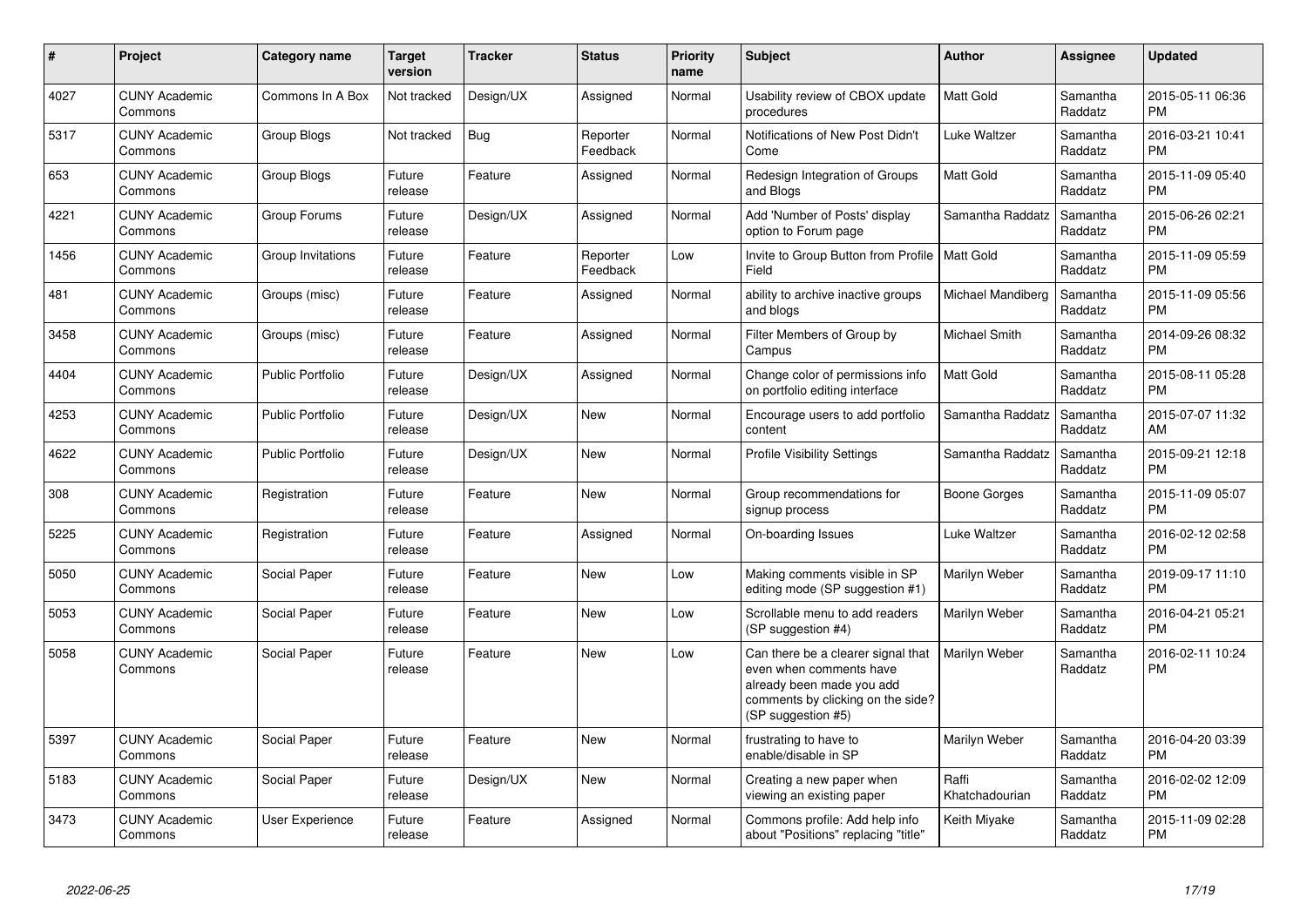| # | Project | Category name | Target version | Tracker | Status | Priority name | Subject | Author | Assignee | Updated |
|---|---|---|---|---|---|---|---|---|---|---|
| 4027 | CUNY Academic Commons | Commons In A Box | Not tracked | Design/UX | Assigned | Normal | Usability review of CBOX update procedures | Matt Gold | Samantha Raddatz | 2015-05-11 06:36 PM |
| 5317 | CUNY Academic Commons | Group Blogs | Not tracked | Bug | Reporter Feedback | Normal | Notifications of New Post Didn't Come | Luke Waltzer | Samantha Raddatz | 2016-03-21 10:41 PM |
| 653 | CUNY Academic Commons | Group Blogs | Future release | Feature | Assigned | Normal | Redesign Integration of Groups and Blogs | Matt Gold | Samantha Raddatz | 2015-11-09 05:40 PM |
| 4221 | CUNY Academic Commons | Group Forums | Future release | Design/UX | Assigned | Normal | Add 'Number of Posts' display option to Forum page | Samantha Raddatz | Samantha Raddatz | 2015-06-26 02:21 PM |
| 1456 | CUNY Academic Commons | Group Invitations | Future release | Feature | Reporter Feedback | Low | Invite to Group Button from Profile Field | Matt Gold | Samantha Raddatz | 2015-11-09 05:59 PM |
| 481 | CUNY Academic Commons | Groups (misc) | Future release | Feature | Assigned | Normal | ability to archive inactive groups and blogs | Michael Mandiberg | Samantha Raddatz | 2015-11-09 05:56 PM |
| 3458 | CUNY Academic Commons | Groups (misc) | Future release | Feature | Assigned | Normal | Filter Members of Group by Campus | Michael Smith | Samantha Raddatz | 2014-09-26 08:32 PM |
| 4404 | CUNY Academic Commons | Public Portfolio | Future release | Design/UX | Assigned | Normal | Change color of permissions info on portfolio editing interface | Matt Gold | Samantha Raddatz | 2015-08-11 05:28 PM |
| 4253 | CUNY Academic Commons | Public Portfolio | Future release | Design/UX | New | Normal | Encourage users to add portfolio content | Samantha Raddatz | Samantha Raddatz | 2015-07-07 11:32 AM |
| 4622 | CUNY Academic Commons | Public Portfolio | Future release | Design/UX | New | Normal | Profile Visibility Settings | Samantha Raddatz | Samantha Raddatz | 2015-09-21 12:18 PM |
| 308 | CUNY Academic Commons | Registration | Future release | Feature | New | Normal | Group recommendations for signup process | Boone Gorges | Samantha Raddatz | 2015-11-09 05:07 PM |
| 5225 | CUNY Academic Commons | Registration | Future release | Feature | Assigned | Normal | On-boarding Issues | Luke Waltzer | Samantha Raddatz | 2016-02-12 02:58 PM |
| 5050 | CUNY Academic Commons | Social Paper | Future release | Feature | New | Low | Making comments visible in SP editing mode (SP suggestion #1) | Marilyn Weber | Samantha Raddatz | 2019-09-17 11:10 PM |
| 5053 | CUNY Academic Commons | Social Paper | Future release | Feature | New | Low | Scrollable menu to add readers (SP suggestion #4) | Marilyn Weber | Samantha Raddatz | 2016-04-21 05:21 PM |
| 5058 | CUNY Academic Commons | Social Paper | Future release | Feature | New | Low | Can there be a clearer signal that even when comments have already been made you add comments by clicking on the side? (SP suggestion #5) | Marilyn Weber | Samantha Raddatz | 2016-02-11 10:24 PM |
| 5397 | CUNY Academic Commons | Social Paper | Future release | Feature | New | Normal | frustrating to have to enable/disable in SP | Marilyn Weber | Samantha Raddatz | 2016-04-20 03:39 PM |
| 5183 | CUNY Academic Commons | Social Paper | Future release | Design/UX | New | Normal | Creating a new paper when viewing an existing paper | Raffi Khatchadourian | Samantha Raddatz | 2016-02-02 12:09 PM |
| 3473 | CUNY Academic Commons | User Experience | Future release | Feature | Assigned | Normal | Commons profile: Add help info about "Positions" replacing "title" | Keith Miyake | Samantha Raddatz | 2015-11-09 02:28 PM |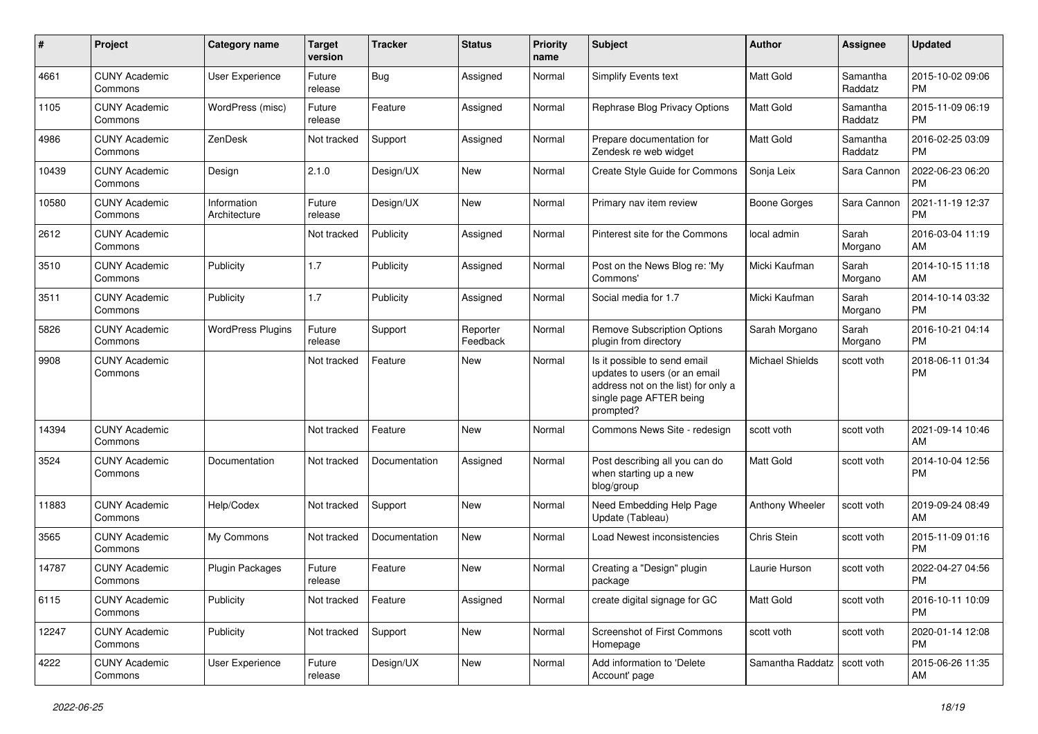| # | Project | Category name | Target version | Tracker | Status | Priority name | Subject | Author | Assignee | Updated |
|---|---|---|---|---|---|---|---|---|---|---|
| 4661 | CUNY Academic Commons | User Experience | Future release | Bug | Assigned | Normal | Simplify Events text | Matt Gold | Samantha Raddatz | 2015-10-02 09:06 PM |
| 1105 | CUNY Academic Commons | WordPress (misc) | Future release | Feature | Assigned | Normal | Rephrase Blog Privacy Options | Matt Gold | Samantha Raddatz | 2015-11-09 06:19 PM |
| 4986 | CUNY Academic Commons | ZenDesk | Not tracked | Support | Assigned | Normal | Prepare documentation for Zendesk re web widget | Matt Gold | Samantha Raddatz | 2016-02-25 03:09 PM |
| 10439 | CUNY Academic Commons | Design | 2.1.0 | Design/UX | New | Normal | Create Style Guide for Commons | Sonja Leix | Sara Cannon | 2022-06-23 06:20 PM |
| 10580 | CUNY Academic Commons | Information Architecture | Future release | Design/UX | New | Normal | Primary nav item review | Boone Gorges | Sara Cannon | 2021-11-19 12:37 PM |
| 2612 | CUNY Academic Commons | | Not tracked | Publicity | Assigned | Normal | Pinterest site for the Commons | local admin | Sarah Morgano | 2016-03-04 11:19 AM |
| 3510 | CUNY Academic Commons | Publicity | 1.7 | Publicity | Assigned | Normal | Post on the News Blog re: 'My Commons' | Micki Kaufman | Sarah Morgano | 2014-10-15 11:18 AM |
| 3511 | CUNY Academic Commons | Publicity | 1.7 | Publicity | Assigned | Normal | Social media for 1.7 | Micki Kaufman | Sarah Morgano | 2014-10-14 03:32 PM |
| 5826 | CUNY Academic Commons | WordPress Plugins | Future release | Support | Reporter Feedback | Normal | Remove Subscription Options plugin from directory | Sarah Morgano | Sarah Morgano | 2016-10-21 04:14 PM |
| 9908 | CUNY Academic Commons | | Not tracked | Feature | New | Normal | Is it possible to send email updates to users (or an email address not on the list) for only a single page AFTER being prompted? | Michael Shields | scott voth | 2018-06-11 01:34 PM |
| 14394 | CUNY Academic Commons | | Not tracked | Feature | New | Normal | Commons News Site - redesign | scott voth | scott voth | 2021-09-14 10:46 AM |
| 3524 | CUNY Academic Commons | Documentation | Not tracked | Documentation | Assigned | Normal | Post describing all you can do when starting up a new blog/group | Matt Gold | scott voth | 2014-10-04 12:56 PM |
| 11883 | CUNY Academic Commons | Help/Codex | Not tracked | Support | New | Normal | Need Embedding Help Page Update (Tableau) | Anthony Wheeler | scott voth | 2019-09-24 08:49 AM |
| 3565 | CUNY Academic Commons | My Commons | Not tracked | Documentation | New | Normal | Load Newest inconsistencies | Chris Stein | scott voth | 2015-11-09 01:16 PM |
| 14787 | CUNY Academic Commons | Plugin Packages | Future release | Feature | New | Normal | Creating a "Design" plugin package | Laurie Hurson | scott voth | 2022-04-27 04:56 PM |
| 6115 | CUNY Academic Commons | Publicity | Not tracked | Feature | Assigned | Normal | create digital signage for GC | Matt Gold | scott voth | 2016-10-11 10:09 PM |
| 12247 | CUNY Academic Commons | Publicity | Not tracked | Support | New | Normal | Screenshot of First Commons Homepage | scott voth | scott voth | 2020-01-14 12:08 PM |
| 4222 | CUNY Academic Commons | User Experience | Future release | Design/UX | New | Normal | Add information to 'Delete Account' page | Samantha Raddatz | scott voth | 2015-06-26 11:35 AM |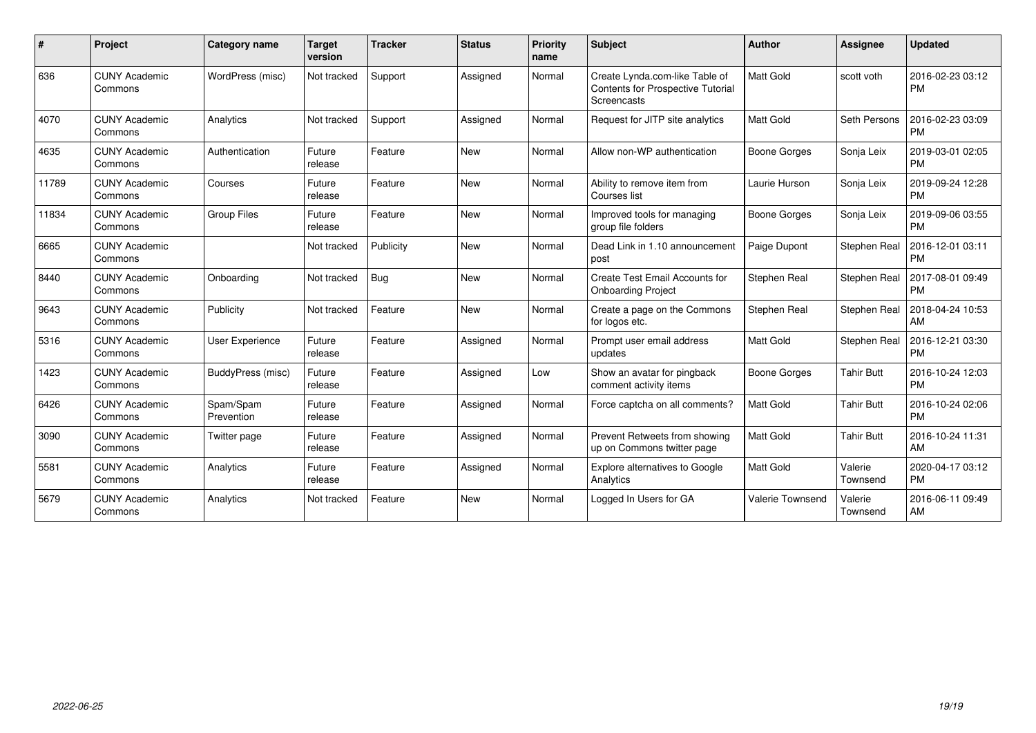| # | Project | Category name | Target version | Tracker | Status | Priority name | Subject | Author | Assignee | Updated |
|---|---|---|---|---|---|---|---|---|---|---|
| 636 | CUNY Academic Commons | WordPress (misc) | Not tracked | Support | Assigned | Normal | Create Lynda.com-like Table of Contents for Prospective Tutorial Screencasts | Matt Gold | scott voth | 2016-02-23 03:12 PM |
| 4070 | CUNY Academic Commons | Analytics | Not tracked | Support | Assigned | Normal | Request for JITP site analytics | Matt Gold | Seth Persons | 2016-02-23 03:09 PM |
| 4635 | CUNY Academic Commons | Authentication | Future release | Feature | New | Normal | Allow non-WP authentication | Boone Gorges | Sonja Leix | 2019-03-01 02:05 PM |
| 11789 | CUNY Academic Commons | Courses | Future release | Feature | New | Normal | Ability to remove item from Courses list | Laurie Hurson | Sonja Leix | 2019-09-24 12:28 PM |
| 11834 | CUNY Academic Commons | Group Files | Future release | Feature | New | Normal | Improved tools for managing group file folders | Boone Gorges | Sonja Leix | 2019-09-06 03:55 PM |
| 6665 | CUNY Academic Commons | | Not tracked | Publicity | New | Normal | Dead Link in 1.10 announcement post | Paige Dupont | Stephen Real | 2016-12-01 03:11 PM |
| 8440 | CUNY Academic Commons | Onboarding | Not tracked | Bug | New | Normal | Create Test Email Accounts for Onboarding Project | Stephen Real | Stephen Real | 2017-08-01 09:49 PM |
| 9643 | CUNY Academic Commons | Publicity | Not tracked | Feature | New | Normal | Create a page on the Commons for logos etc. | Stephen Real | Stephen Real | 2018-04-24 10:53 AM |
| 5316 | CUNY Academic Commons | User Experience | Future release | Feature | Assigned | Normal | Prompt user email address updates | Matt Gold | Stephen Real | 2016-12-21 03:30 PM |
| 1423 | CUNY Academic Commons | BuddyPress (misc) | Future release | Feature | Assigned | Low | Show an avatar for pingback comment activity items | Boone Gorges | Tahir Butt | 2016-10-24 12:03 PM |
| 6426 | CUNY Academic Commons | Spam/Spam Prevention | Future release | Feature | Assigned | Normal | Force captcha on all comments? | Matt Gold | Tahir Butt | 2016-10-24 02:06 PM |
| 3090 | CUNY Academic Commons | Twitter page | Future release | Feature | Assigned | Normal | Prevent Retweets from showing up on Commons twitter page | Matt Gold | Tahir Butt | 2016-10-24 11:31 AM |
| 5581 | CUNY Academic Commons | Analytics | Future release | Feature | Assigned | Normal | Explore alternatives to Google Analytics | Matt Gold | Valerie Townsend | 2020-04-17 03:12 PM |
| 5679 | CUNY Academic Commons | Analytics | Not tracked | Feature | New | Normal | Logged In Users for GA | Valerie Townsend | Valerie Townsend | 2016-06-11 09:49 AM |